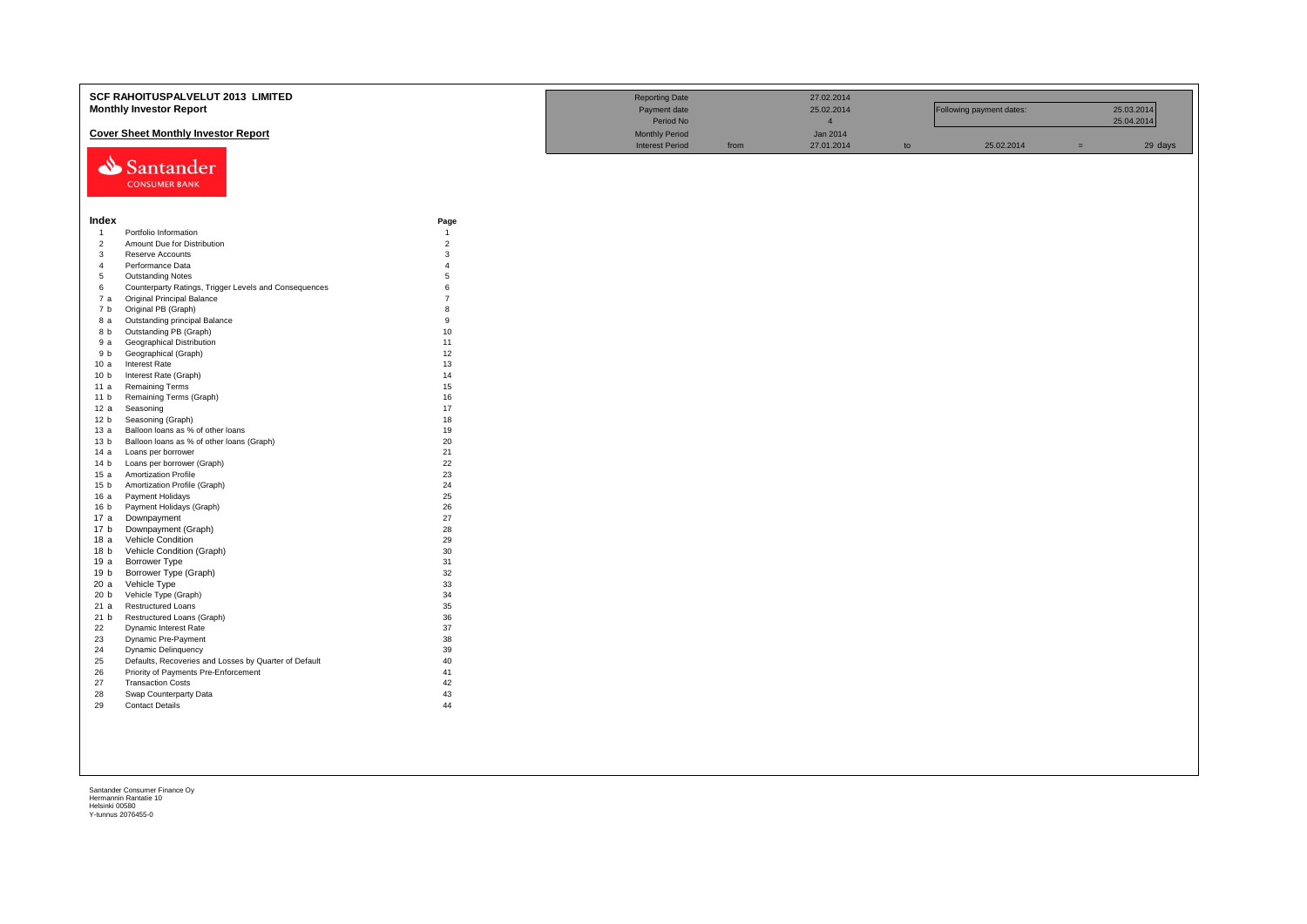# SCF RAHOITUSPALVELUT 2013 LIMITED

## Monthly Investor Report

### Cover Sheet Monthly Investor Report

| | | | | | | | |
|---|---|---|---|---|---|---|---|
| Reporting Date | | 27.02.2014 | | | | | |
| Payment date | | 25.02.2014 | | Following payment dates: | | 25.03.2014 | |
| Period No | | 4 | | | | 25.04.2014 | |
| Monthly Period | | Jan 2014 | | | | | |
| Interest Period | from | 27.01.2014 | to | 25.02.2014 | = | 29 | days |

Santander CONSUMER BANK

| Index | | Page |
|---|---|---|
| 1 | Portfolio Information | 1 |
| 2 | Amount Due for Distribution | 2 |
| 3 | Reserve Accounts | 3 |
| 4 | Performance Data | 4 |
| 5 | Outstanding Notes | 5 |
| 6 | Counterparty Ratings, Trigger Levels and Consequences | 6 |
| 7 a | Original Principal Balance | 7 |
| 7 b | Original PB (Graph) | 8 |
| 8 a | Outstanding principal Balance | 9 |
| 8 b | Outstanding PB (Graph) | 10 |
| 9 a | Geographical Distribution | 11 |
| 9 b | Geographical (Graph) | 12 |
| 10 a | Interest Rate | 13 |
| 10 b | Interest Rate (Graph) | 14 |
| 11 a | Remaining Terms | 15 |
| 11 b | Remaining Terms (Graph) | 16 |
| 12 a | Seasoning | 17 |
| 12 b | Seasoning (Graph) | 18 |
| 13 a | Balloon loans as % of other loans | 19 |
| 13 b | Balloon loans as % of other loans (Graph) | 20 |
| 14 a | Loans per borrower | 21 |
| 14 b | Loans per borrower (Graph) | 22 |
| 15 a | Amortization Profile | 23 |
| 15 b | Amortization Profile (Graph) | 24 |
| 16 a | Payment Holidays | 25 |
| 16 b | Payment Holidays (Graph) | 26 |
| 17 a | Downpayment | 27 |
| 17 b | Downpayment (Graph) | 28 |
| 18 a | Vehicle Condition | 29 |
| 18 b | Vehicle Condition (Graph) | 30 |
| 19 a | Borrower Type | 31 |
| 19 b | Borrower Type (Graph) | 32 |
| 20 a | Vehicle Type | 33 |
| 20 b | Vehicle Type (Graph) | 34 |
| 21 a | Restructured Loans | 35 |
| 21 b | Restructured Loans (Graph) | 36 |
| 22 | Dynamic Interest Rate | 37 |
| 23 | Dynamic Pre-Payment | 38 |
| 24 | Dynamic Delinquency | 39 |
| 25 | Defaults, Recoveries and Losses by Quarter of Default | 40 |
| 26 | Priority of Payments Pre-Enforcement | 41 |
| 27 | Transaction Costs | 42 |
| 28 | Swap Counterparty Data | 43 |
| 29 | Contact Details | 44 |

Santander Consumer Finance Oy
Hermannin Rantatie 10
Helsinki 00580
Y-tunnus 2076455-0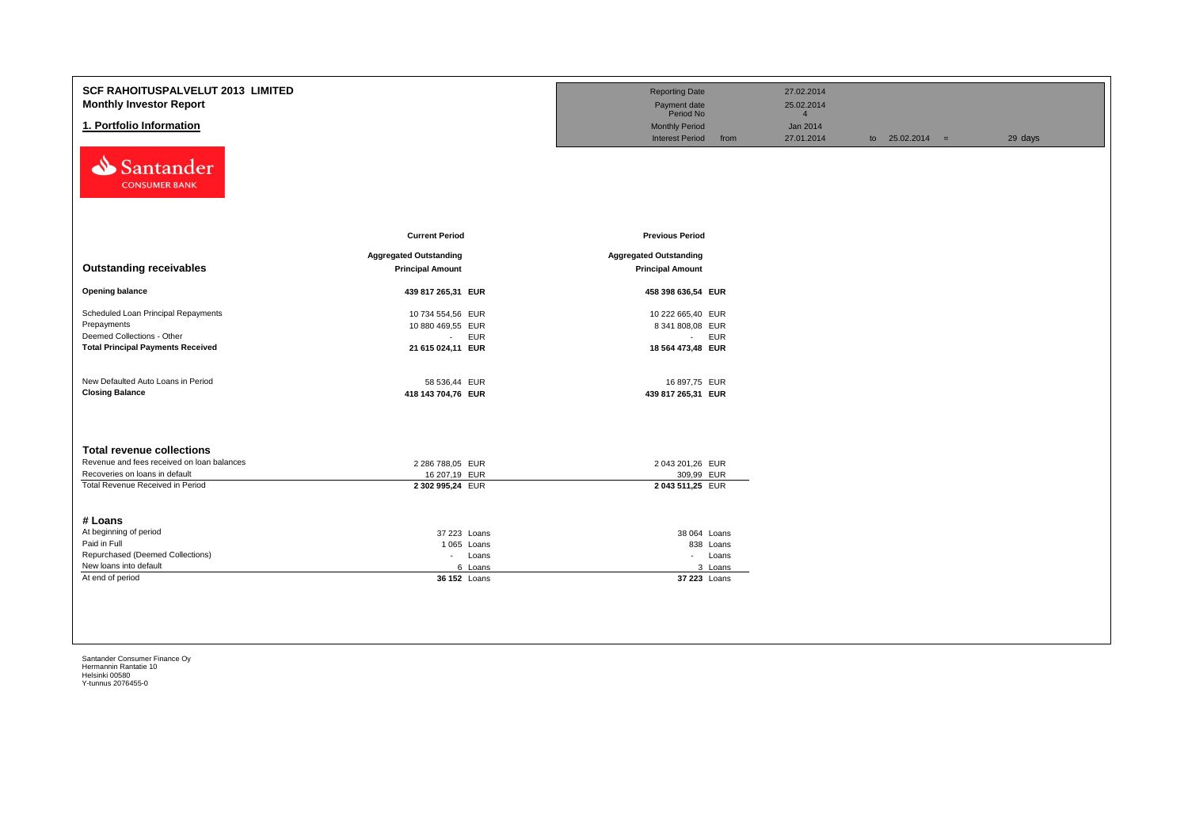# SCF RAHOITUSPALVELUT 2013 LIMITED
## Monthly Investor Report
## 1. Portfolio Information

| | | | | |
|---|---|---|---|---|
| Reporting Date | | 27.02.2014 | | |
| Payment date | | 25.02.2014 | | |
| Period No | | 4 | | |
| Monthly Period | | Jan 2014 | | |
| Interest Period | from | 27.01.2014 | to 25.02.2014 = | 29 days |

| | Current Period | | Previous Period | |
|---|---|---|---|---|
| **Outstanding receivables** | **Aggregated Outstanding Principal Amount** | | **Aggregated Outstanding Principal Amount** | |
| **Opening balance** | **439 817 265,31** | **EUR** | **458 398 636,54** | **EUR** |
| Scheduled Loan Principal Repayments | 10 734 554,56 | EUR | 10 222 665,40 | EUR |
| Prepayments | 10 880 469,55 | EUR | 8 341 808,08 | EUR |
| Deemed Collections - Other | - | EUR | - | EUR |
| **Total Principal Payments Received** | **21 615 024,11** | **EUR** | **18 564 473,48** | **EUR** |
| New Defaulted Auto Loans in Period | 58 536,44 | EUR | 16 897,75 | EUR |
| **Closing Balance** | **418 143 704,76** | **EUR** | **439 817 265,31** | **EUR** |

| **Total revenue collections** | | | | |
|---|---|---|---|---|
| Revenue and fees received on loan balances | 2 286 788,05 | EUR | 2 043 201,26 | EUR |
| Recoveries on loans in default | 16 207,19 | EUR | 309,99 | EUR |
| Total Revenue Received in Period | **2 302 995,24** | EUR | **2 043 511,25** | EUR |

| **# Loans** | | | | |
|---|---|---|---|---|
| At beginning of period | 37 223 | Loans | 38 064 | Loans |
| Paid in Full | 1 065 | Loans | 838 | Loans |
| Repurchased (Deemed Collections) | - | Loans | - | Loans |
| New loans into default | 6 | Loans | 3 | Loans |
| At end of period | **36 152** | Loans | **37 223** | Loans |

Santander Consumer Finance Oy
Hermannin Rantatie 10
Helsinki 00580
Y-tunnus 2076455-0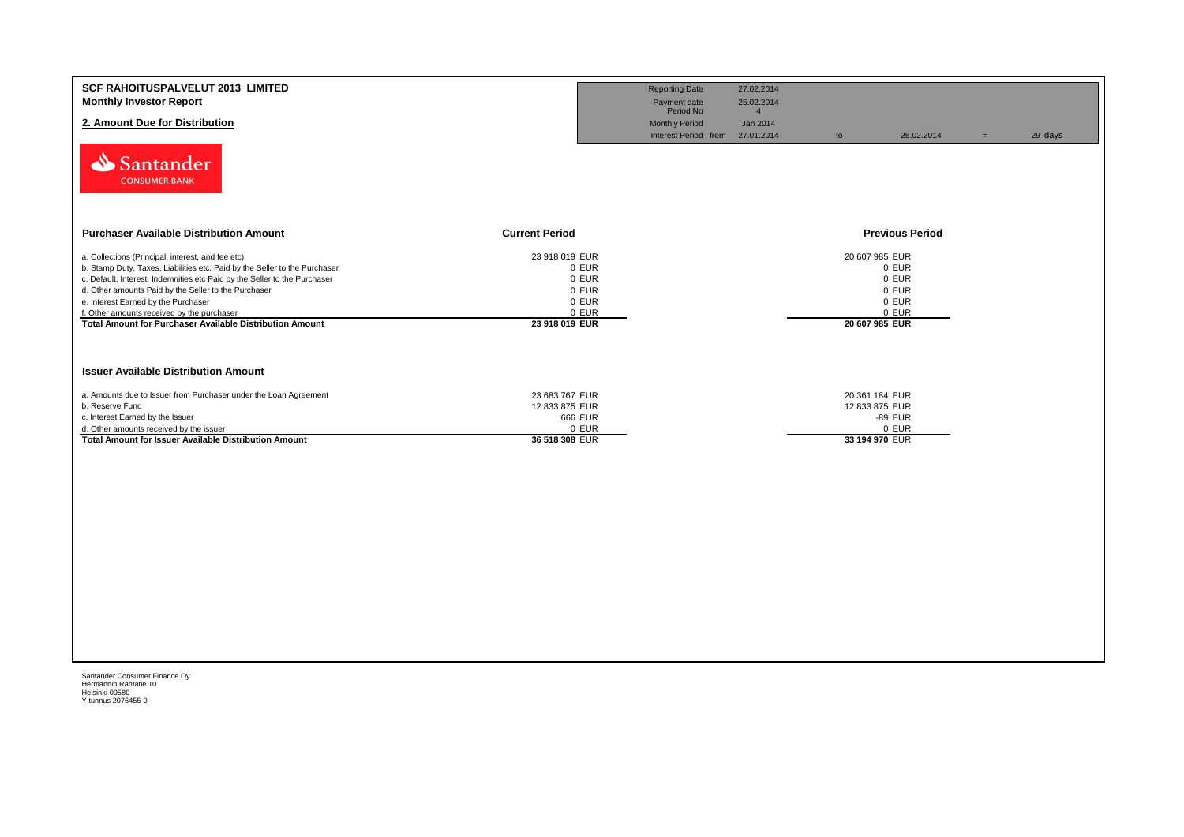**SCF RAHOITUSPALVELUT 2013 LIMITED**
**Monthly Investor Report**

**2. Amount Due for Distribution**

| | | | | | |
|---|---|---|---|---|---|
| Reporting Date | 27.02.2014 | | | | |
| Payment date | 25.02.2014 | | | | |
| Period No | 4 | | | | |
| Monthly Period | Jan 2014 | | | | |
| Interest Period from | 27.01.2014 | to | 25.02.2014 | = | 29 days |

Santander CONSUMER BANK

| **Purchaser Available Distribution Amount** | **Current Period** | **Previous Period** |
|---|---|---|
| a. Collections (Principal, interest, and fee etc) | 23 918 019 EUR | 20 607 985 EUR |
| b. Stamp Duty, Taxes, Liabilities etc. Paid by the Seller to the Purchaser | 0 EUR | 0 EUR |
| c. Default, Interest, Indemnities etc Paid by the Seller to the Purchaser | 0 EUR | 0 EUR |
| d. Other amounts Paid by the Seller to the Purchaser | 0 EUR | 0 EUR |
| e. Interest Earned by the Purchaser | 0 EUR | 0 EUR |
| f. Other amounts received by the purchaser | 0 EUR | 0 EUR |
| **Total Amount for Purchaser Available Distribution Amount** | **23 918 019 EUR** | **20 607 985 EUR** |

| **Issuer Available Distribution Amount** | **Current Period** | **Previous Period** |
|---|---|---|
| a. Amounts due to Issuer from Purchaser under the Loan Agreement | 23 683 767 EUR | 20 361 184 EUR |
| b. Reserve Fund | 12 833 875 EUR | 12 833 875 EUR |
| c. Interest Earned by the Issuer | 666 EUR | -89 EUR |
| d. Other amounts received by the issuer | 0 EUR | 0 EUR |
| **Total Amount for Issuer Available Distribution Amount** | **36 518 308 EUR** | **33 194 970 EUR** |

Santander Consumer Finance Oy
Hermannin Rantatie 10
Helsinki 00580
Y-tunnus 2076455-0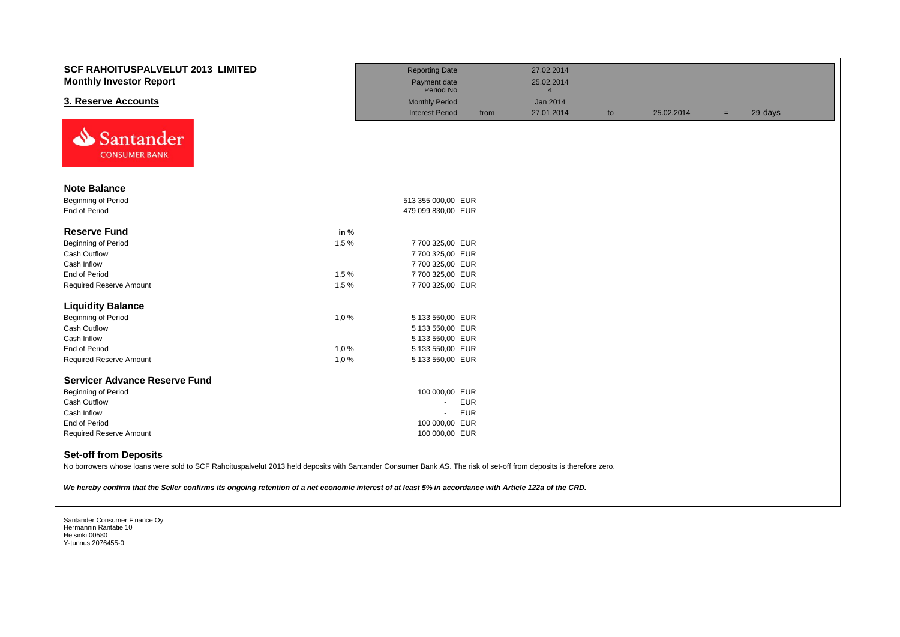**SCF RAHOITUSPALVELUT 2013 LIMITED**
**Monthly Investor Report**

## 3. Reserve Accounts

| | | | | | | | |
|---|---|---|---|---|---|---|---|
| Reporting Date | | 27.02.2014 | | | | | |
| Payment date | | 25.02.2014 | | | | | |
| Period No | | 4 | | | | | |
| Monthly Period | | Jan 2014 | | | | | |
| Interest Period | from | 27.01.2014 | to | 25.02.2014 | = | 29 days |

Santander CONSUMER BANK

### Note Balance

| | | |
|---|---|---|
| Beginning of Period | 513 355 000,00 | EUR |
| End of Period | 479 099 830,00 | EUR |

### Reserve Fund

| | in % | | |
|---|---|---|---|
| Beginning of Period | 1,5 % | 7 700 325,00 | EUR |
| Cash Outflow | | 7 700 325,00 | EUR |
| Cash Inflow | | 7 700 325,00 | EUR |
| End of Period | 1,5 % | 7 700 325,00 | EUR |
| Required Reserve Amount | 1,5 % | 7 700 325,00 | EUR |

### Liquidity Balance

| | | | |
|---|---|---|---|
| Beginning of Period | 1,0 % | 5 133 550,00 | EUR |
| Cash Outflow | | 5 133 550,00 | EUR |
| Cash Inflow | | 5 133 550,00 | EUR |
| End of Period | 1,0 % | 5 133 550,00 | EUR |
| Required Reserve Amount | 1,0 % | 5 133 550,00 | EUR |

### Servicer Advance Reserve Fund

| | | |
|---|---|---|
| Beginning of Period | 100 000,00 | EUR |
| Cash Outflow | - | EUR |
| Cash Inflow | - | EUR |
| End of Period | 100 000,00 | EUR |
| Required Reserve Amount | 100 000,00 | EUR |

### Set-off from Deposits

No borrowers whose loans were sold to SCF Rahoituspalvelut 2013 held deposits with Santander Consumer Bank AS. The risk of set-off from deposits is therefore zero.

***We hereby confirm that the Seller confirms its ongoing retention of a net economic interest of at least 5% in accordance with Article 122a of the CRD.***

Santander Consumer Finance Oy
Hermannin Rantatie 10
Helsinki 00580
Y-tunnus 2076455-0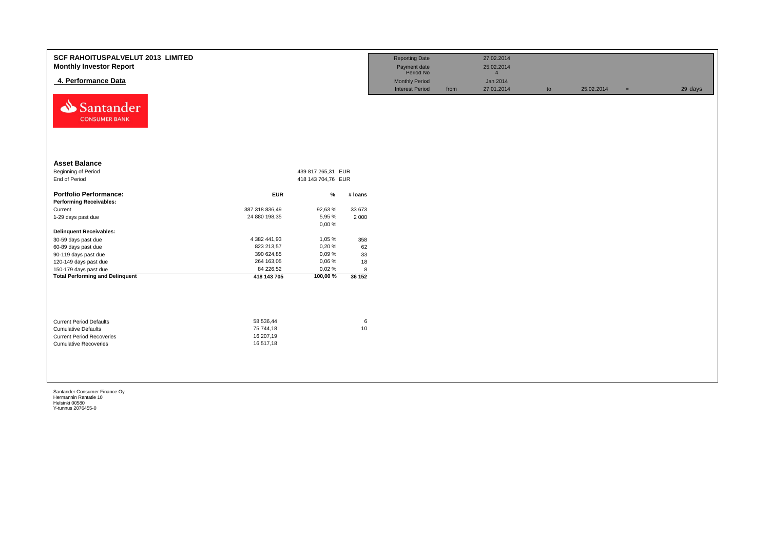# SCF RAHOITUSPALVELUT 2013 LIMITED
## Monthly Investor Report

### 4. Performance Data

| Reporting Date | | 27.02.2014 | | | | |
|---|---|---|---|---|---|---|
| Payment date | | 25.02.2014 | | | | |
| Period No | | 4 | | | | |
| Monthly Period | | Jan 2014 | | | | |
| Interest Period | from | 27.01.2014 | to | 25.02.2014 | = | 29 days |

### Asset Balance

| | | |
|---|---|---|
| Beginning of Period | 439 817 265,31 | EUR |
| End of Period | 418 143 704,76 | EUR |

| **Portfolio Performance:** | **EUR** | **%** | **# loans** |
|---|---|---|---|
| **Performing Receivables:** | | | |
| Current | 387 318 836,49 | 92,63 % | 33 673 |
| 1-29 days past due | 24 880 198,35 | 5,95 % | 2 000 |
| | | 0,00 % | |
| **Delinquent Receivables:** | | | |
| 30-59 days past due | 4 382 441,93 | 1,05 % | 358 |
| 60-89 days past due | 823 213,57 | 0,20 % | 62 |
| 90-119 days past due | 390 624,85 | 0,09 % | 33 |
| 120-149 days past due | 264 163,05 | 0,06 % | 18 |
| 150-179 days past due | 84 226,52 | 0,02 % | 8 |
| **Total Performing and Delinquent** | **418 143 705** | **100,00 %** | **36 152** |

| | | |
|---|---|---|
| Current Period Defaults | 58 536,44 | 6 |
| Cumulative Defaults | 75 744,18 | 10 |
| Current Period Recoveries | 16 207,19 | |
| Cumulative Recoveries | 16 517,18 | |

Santander Consumer Finance Oy
Hermannin Rantatie 10
Helsinki 00580
Y-tunnus 2076455-0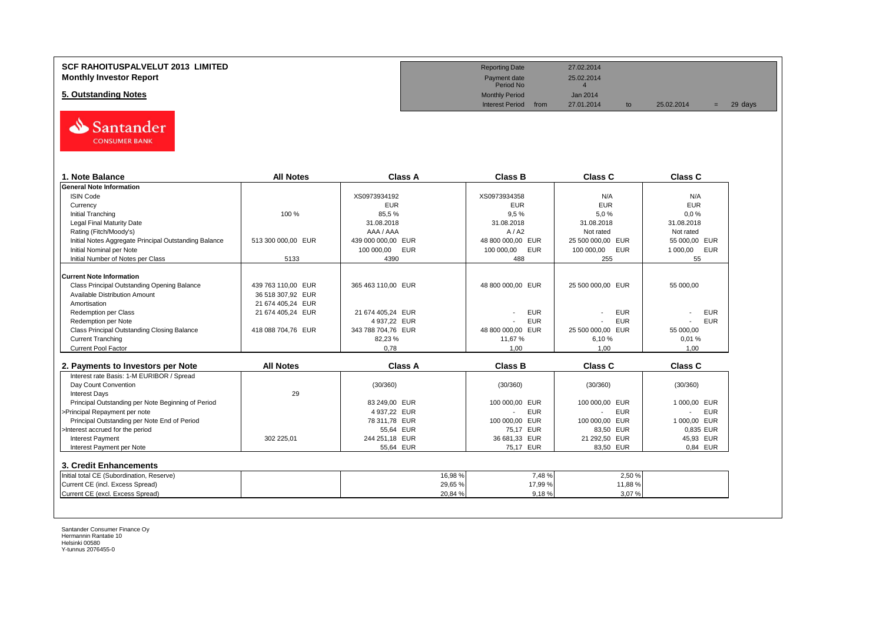# SCF RAHOITUSPALVELUT 2013 LIMITED
## Monthly Investor Report

## 5. Outstanding Notes

| | | | | | |
|---|---|---|---|---|---|
| Reporting Date | | 27.02.2014 | | | |
| Payment date | | 25.02.2014 | | | |
| Period No | | 4 | | | |
| Monthly Period | | Jan 2014 | | | |
| Interest Period | from | 27.01.2014 | to | 25.02.2014 | = 29 days |

| 1. Note Balance | All Notes | Class A | Class B | Class C | Class C |
|---|---|---|---|---|---|
| **General Note Information** | | | | | |
| ISIN Code | | XS0973934192 | XS0973934358 | N/A | N/A |
| Currency | | EUR | EUR | EUR | EUR |
| Initial Tranching | 100 % | 85,5 % | 9,5 % | 5,0 % | 0,0 % |
| Legal Final Maturity Date | | 31.08.2018 | 31.08.2018 | 31.08.2018 | 31.08.2018 |
| Rating (Fitch/Moody's) | | AAA / AAA | A / A2 | Not rated | Not rated |
| Initial Notes Aggregate Principal Outstanding Balance | 513 300 000,00 EUR | 439 000 000,00 EUR | 48 800 000,00 EUR | 25 500 000,00 EUR | 55 000,00 EUR |
| Initial Nominal per Note | | 100 000,00 EUR | 100 000,00 EUR | 100 000,00 EUR | 1 000,00 EUR |
| Initial Number of Notes per Class | 5133 | 4390 | 488 | 255 | 55 |
| **Current Note Information** | | | | | |
| Class Principal Outstanding Opening Balance | 439 763 110,00 EUR | 365 463 110,00 EUR | 48 800 000,00 EUR | 25 500 000,00 EUR | 55 000,00 |
| Available Distribution Amount | 36 518 307,92 EUR | | | | |
| Amortisation | 21 674 405,24 EUR | | | | |
| Redemption per Class | 21 674 405,24 EUR | 21 674 405,24 EUR | - EUR | - EUR | - EUR |
| Redemption per Note | | 4 937,22 EUR | - EUR | - EUR | - EUR |
| Class Principal Outstanding Closing Balance | 418 088 704,76 EUR | 343 788 704,76 EUR | 48 800 000,00 EUR | 25 500 000,00 EUR | 55 000,00 |
| Current Tranching | | 82,23 % | 11,67 % | 6,10 % | 0,01 % |
| Current Pool Factor | | 0,78 | 1,00 | 1,00 | 1,00 |

| 2. Payments to Investors per Note | All Notes | Class A | Class B | Class C | Class C |
|---|---|---|---|---|---|
| Interest rate Basis: 1-M EURIBOR / Spread | | | | | |
| Day Count Convention | | (30/360) | (30/360) | (30/360) | (30/360) |
| Interest Days | 29 | | | | |
| Principal Outstanding per Note Beginning of Period | | 83 249,00 EUR | 100 000,00 EUR | 100 000,00 EUR | 1 000,00 EUR |
| >Principal Repayment per note | | 4 937,22 EUR | - EUR | - EUR | - EUR |
| Principal Outstanding per Note End of Period | | 78 311,78 EUR | 100 000,00 EUR | 100 000,00 EUR | 1 000,00 EUR |
| >Interest accrued for the period | | 55,64 EUR | 75,17 EUR | 83,50 EUR | 0,835 EUR |
| Interest Payment | 302 225,01 | 244 251,18 EUR | 36 681,33 EUR | 21 292,50 EUR | 45,93 EUR |
| Interest Payment per Note | | 55,64 EUR | 75,17 EUR | 83,50 EUR | 0,84 EUR |

### 3. Credit Enhancements

| | | | | | |
|---|---|---|---|---|---|
| Initial total CE (Subordination, Reserve) | | 16,98 % | 7,48 % | 2,50 % | |
| Current CE (incl. Excess Spread) | | 29,65 % | 17,99 % | 11,88 % | |
| Current CE (excl. Excess Spread) | | 20,84 % | 9,18 % | 3,07 % | |

Santander Consumer Finance Oy
Hermannin Rantatie 10
Helsinki 00580
Y-tunnus 2076455-0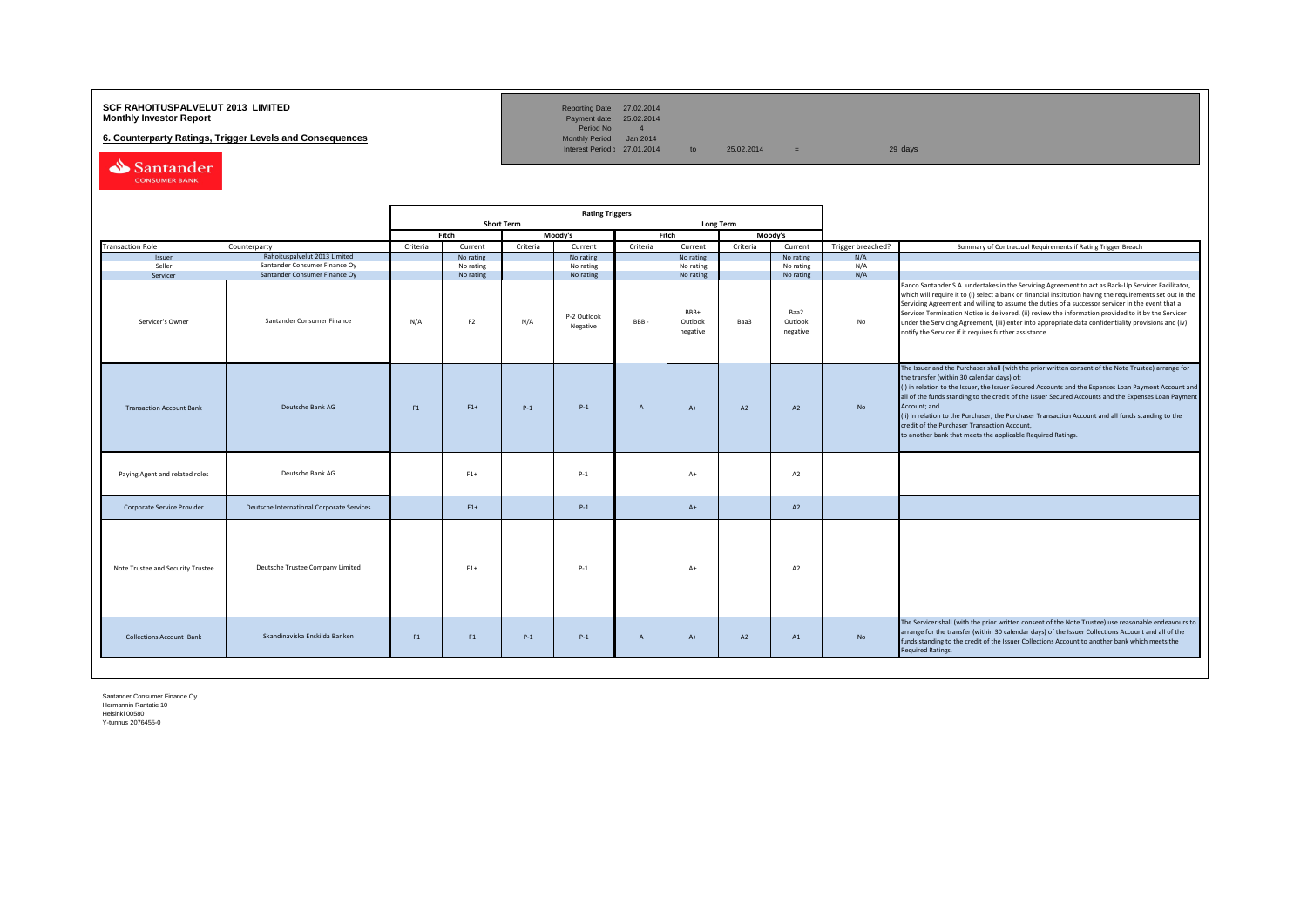**SCF RAHOITUSPALVELUT 2013 LIMITED**
**Monthly Investor Report**

**6. Counterparty Ratings, Trigger Levels and Consequences**

| | | | | |
|---|---|---|---|---|
| Reporting Date | 27.02.2014 | | | |
| Payment date | 25.02.2014 | | | |
| Period No | 4 | | | |
| Monthly Period | Jan 2014 | | | |
| Interest Period : | 27.01.2014 | to | 25.02.2014 | = 29 days |

Santander CONSUMER BANK

| | | Rating Triggers | | | | | | | | | |
|---|---|---|---|---|---|---|---|---|---|---|---|
| | | Short Term | | | | Long Term | | | | | |
| | | Fitch | | Moody's | | Fitch | | Moody's | | | |
| Transaction Role | Counterparty | Criteria | Current | Criteria | Current | Criteria | Current | Criteria | Current | Trigger breached? | Summary of Contractual Requirements if Rating Trigger Breach |
| Issuer | Rahoituspalvelut 2013 Limited | | No rating | | No rating | | No rating | | No rating | N/A | |
| Seller | Santander Consumer Finance Oy | | No rating | | No rating | | No rating | | No rating | N/A | |
| Servicer | Santander Consumer Finance Oy | | No rating | | No rating | | No rating | | No rating | N/A | |
| Servicer's Owner | Santander Consumer Finance | N/A | F2 | N/A | P-2 Outlook Negative | BBB - | BBB+ Outlook negative | Baa3 | Baa2 Outlook negative | No | Banco Santander S.A. undertakes in the Servicing Agreement to act as Back-Up Servicer Facilitator, which will require it to (i) select a bank or financial institution having the requirements set out in the Servicing Agreement and willing to assume the duties of a successor servicer in the event that a Servicer Termination Notice is delivered, (ii) review the information provided to it by the Servicer under the Servicing Agreement, (iii) enter into appropriate data confidentiality provisions and (iv) notify the Servicer if it requires further assistance. |
| Transaction Account Bank | Deutsche Bank AG | F1 | F1+ | P-1 | P-1 | A | A+ | A2 | A2 | No | The Issuer and the Purchaser shall (with the prior written consent of the Note Trustee) arrange for the transfer (within 30 calendar days) of:<br>(i) in relation to the Issuer, the Issuer Secured Accounts and the Expenses Loan Payment Account and all of the funds standing to the credit of the Issuer Secured Accounts and the Expenses Loan Payment Account; and<br>(ii) in relation to the Purchaser, the Purchaser Transaction Account and all funds standing to the credit of the Purchaser Transaction Account,<br>to another bank that meets the applicable Required Ratings. |
| Paying Agent and related roles | Deutsche Bank AG | | F1+ | | P-1 | | A+ | | A2 | | |
| Corporate Service Provider | Deutsche International Corporate Services | | F1+ | | P-1 | | A+ | | A2 | | |
| Note Trustee and Security Trustee | Deutsche Trustee Company Limited | | F1+ | | P-1 | | A+ | | A2 | | |
| Collections Account Bank | Skandinaviska Enskilda Banken | F1 | F1 | P-1 | P-1 | A | A+ | A2 | A1 | No | The Servicer shall (with the prior written consent of the Note Trustee) use reasonable endeavours to arrange for the transfer (within 30 calendar days) of the Issuer Collections Account and all of the funds standing to the credit of the Issuer Collections Account to another bank which meets the Required Ratings. |

Santander Consumer Finance Oy
Hermannin Rantatie 10
Helsinki 00580
Y-tunnus 2076455-0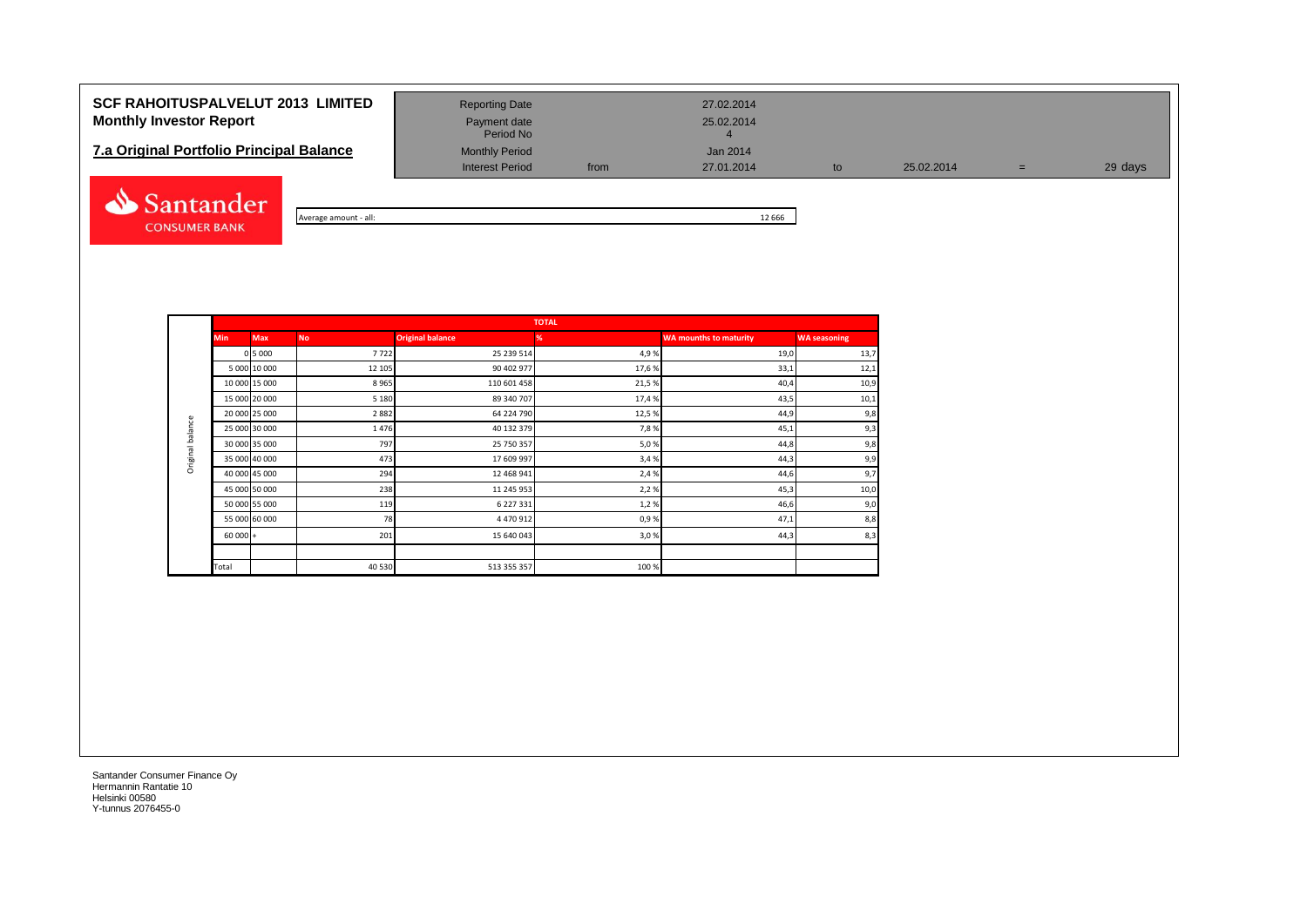# SCF RAHOITUSPALVELUT 2013 LIMITED
## Monthly Investor Report

## 7.a Original Portfolio Principal Balance

| | | | | | | |
|---|---|---|---|---|---|---|
| Reporting Date | | 27.02.2014 | | | | |
| Payment date | | 25.02.2014 | | | | |
| Period No | | 4 | | | | |
| Monthly Period | | Jan 2014 | | | | |
| Interest Period | from | 27.01.2014 | to | 25.02.2014 | = | 29 days |

Average amount - all: 12 666

| | TOTAL | | | | | | |
|---|---|---|---|---|---|---|---|
| | Min | Max | No | Original balance | % | WA mounths to maturity | WA seasoning |
| Original balance | 0 | 5 000 | 7 722 | 25 239 514 | 4,9 % | 19,0 | 13,7 |
| | 5 000 | 10 000 | 12 105 | 90 402 977 | 17,6 % | 33,1 | 12,1 |
| | 10 000 | 15 000 | 8 965 | 110 601 458 | 21,5 % | 40,4 | 10,9 |
| | 15 000 | 20 000 | 5 180 | 89 340 707 | 17,4 % | 43,5 | 10,1 |
| | 20 000 | 25 000 | 2 882 | 64 224 790 | 12,5 % | 44,9 | 9,8 |
| | 25 000 | 30 000 | 1 476 | 40 132 379 | 7,8 % | 45,1 | 9,3 |
| | 30 000 | 35 000 | 797 | 25 750 357 | 5,0 % | 44,8 | 9,8 |
| | 35 000 | 40 000 | 473 | 17 609 997 | 3,4 % | 44,3 | 9,9 |
| | 40 000 | 45 000 | 294 | 12 468 941 | 2,4 % | 44,6 | 9,7 |
| | 45 000 | 50 000 | 238 | 11 245 953 | 2,2 % | 45,3 | 10,0 |
| | 50 000 | 55 000 | 119 | 6 227 331 | 1,2 % | 46,6 | 9,0 |
| | 55 000 | 60 000 | 78 | 4 470 912 | 0,9 % | 47,1 | 8,8 |
| | 60 000 | + | 201 | 15 640 043 | 3,0 % | 44,3 | 8,3 |
| | | | | | | | |
| | Total | | 40 530 | 513 355 357 | 100 % | | |

Santander Consumer Finance Oy
Hermannin Rantatie 10
Helsinki 00580
Y-tunnus 2076455-0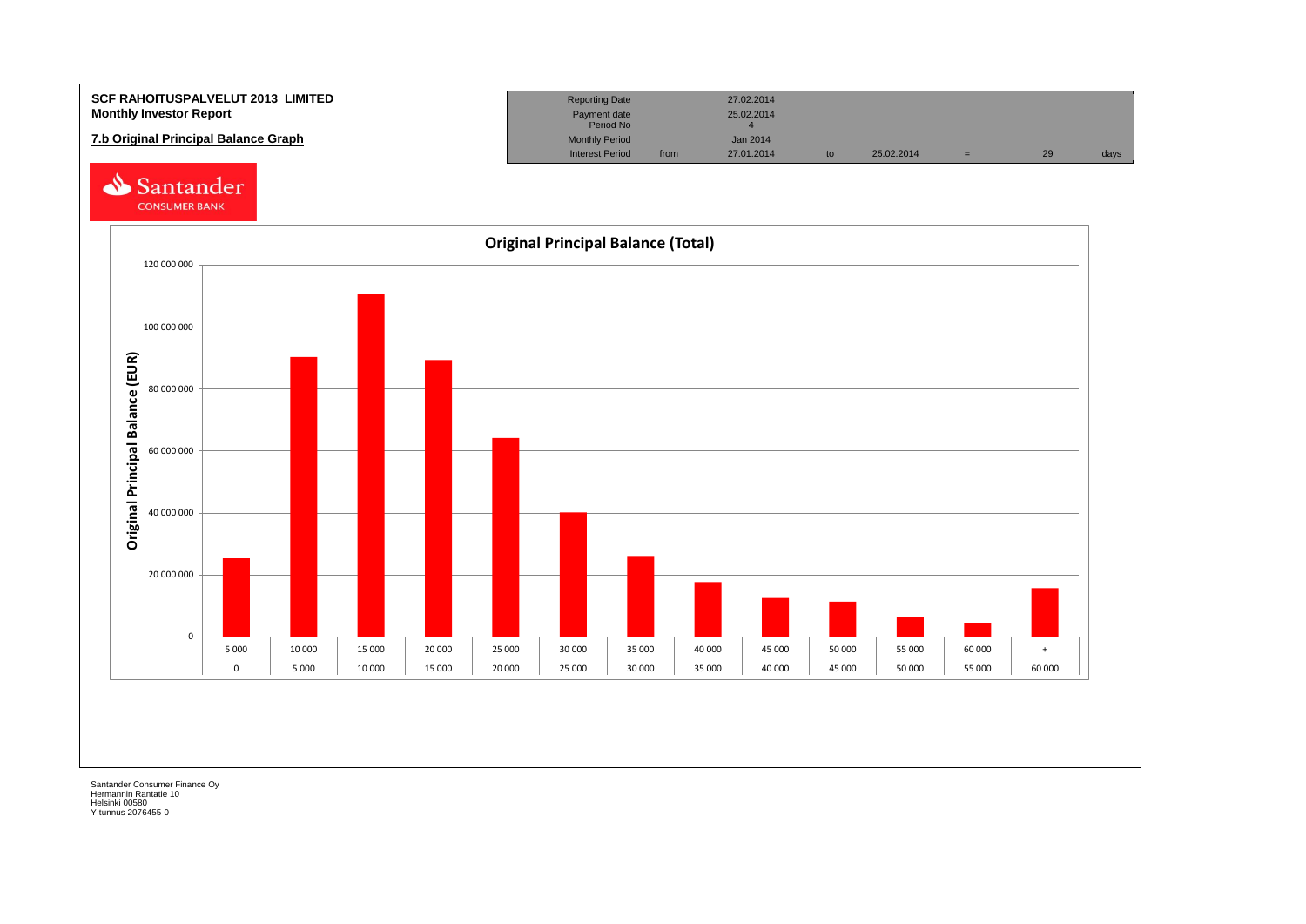**SCF RAHOITUSPALVELUT 2013 LIMITED**
**Monthly Investor Report**

**7.b Original Principal Balance Graph**

| | | | | | | | | |
|---|---|---|---|---|---|---|---|---|
| Reporting Date | | 27.02.2014 | | | | | | |
| Payment date | | 25.02.2014 | | | | | | |
| Period No | | 4 | | | | | | |
| Monthly Period | | Jan 2014 | | | | | | |
| Interest Period | from | 27.01.2014 | to | 25.02.2014 | = | 29 | days | |

Santander CONSUMER BANK

## Original Principal Balance (Total)

Original Principal Balance (EUR)

| From | To | Original Principal Balance (EUR, approx.) |
|---|---|---|
| 0 | 5 000 | 25 000 000 |
| 5 000 | 10 000 | 90 000 000 |
| 10 000 | 15 000 | 110 000 000 |
| 15 000 | 20 000 | 89 000 000 |
| 20 000 | 25 000 | 64 000 000 |
| 25 000 | 30 000 | 40 000 000 |
| 30 000 | 35 000 | 26 000 000 |
| 35 000 | 40 000 | 18 000 000 |
| 40 000 | 45 000 | 12 000 000 |
| 45 000 | 50 000 | 11 000 000 |
| 50 000 | 55 000 | 6 000 000 |
| 55 000 | 60 000 | 4 000 000 |
| 60 000 | + | 16 000 000 |

Santander Consumer Finance Oy
Hermannin Rantatie 10
Helsinki 00580
Y-tunnus 2076455-0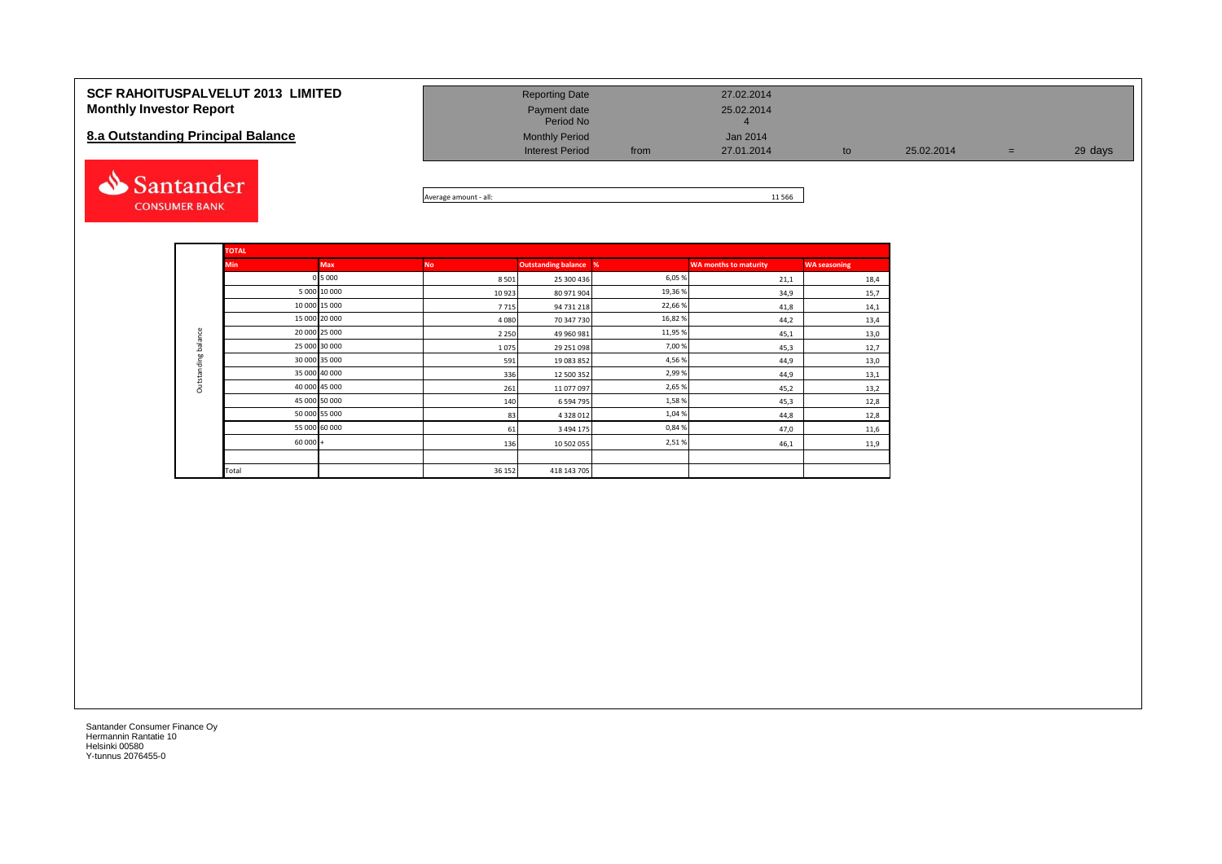# SCF RAHOITUSPALVELUT 2013 LIMITED
## Monthly Investor Report

## 8.a Outstanding Principal Balance

| | | | | | |
|---|---|---|---|---|---|
| Reporting Date | | 27.02.2014 | | | |
| Payment date | | 25.02.2014 | | | |
| Period No | | 4 | | | |
| Monthly Period | | Jan 2014 | | | |
| Interest Period | from | 27.01.2014 | to | 25.02.2014 | = 29 days |

Average amount - all: 11 566

| TOTAL | | | | | | |
|---|---|---|---|---|---|---|
| **Min** | **Max** | **No** | **Outstanding balance** | **%** | **WA months to maturity** | **WA seasoning** |
| 0 | 5 000 | 8 501 | 25 300 436 | 6,05 % | 21,1 | 18,4 |
| 5 000 | 10 000 | 10 923 | 80 971 904 | 19,36 % | 34,9 | 15,7 |
| 10 000 | 15 000 | 7 715 | 94 731 218 | 22,66 % | 41,8 | 14,1 |
| 15 000 | 20 000 | 4 080 | 70 347 730 | 16,82 % | 44,2 | 13,4 |
| 20 000 | 25 000 | 2 250 | 49 960 981 | 11,95 % | 45,1 | 13,0 |
| 25 000 | 30 000 | 1 075 | 29 251 098 | 7,00 % | 45,3 | 12,7 |
| 30 000 | 35 000 | 591 | 19 083 852 | 4,56 % | 44,9 | 13,0 |
| 35 000 | 40 000 | 336 | 12 500 352 | 2,99 % | 44,9 | 13,1 |
| 40 000 | 45 000 | 261 | 11 077 097 | 2,65 % | 45,2 | 13,2 |
| 45 000 | 50 000 | 140 | 6 594 795 | 1,58 % | 45,3 | 12,8 |
| 50 000 | 55 000 | 83 | 4 328 012 | 1,04 % | 44,8 | 12,8 |
| 55 000 | 60 000 | 61 | 3 494 175 | 0,84 % | 47,0 | 11,6 |
| 60 000 | + | 136 | 10 502 055 | 2,51 % | 46,1 | 11,9 |
| | | | | | | |
| Total | | 36 152 | 418 143 705 | | | |

Santander Consumer Finance Oy
Hermannin Rantatie 10
Helsinki 00580
Y-tunnus 2076455-0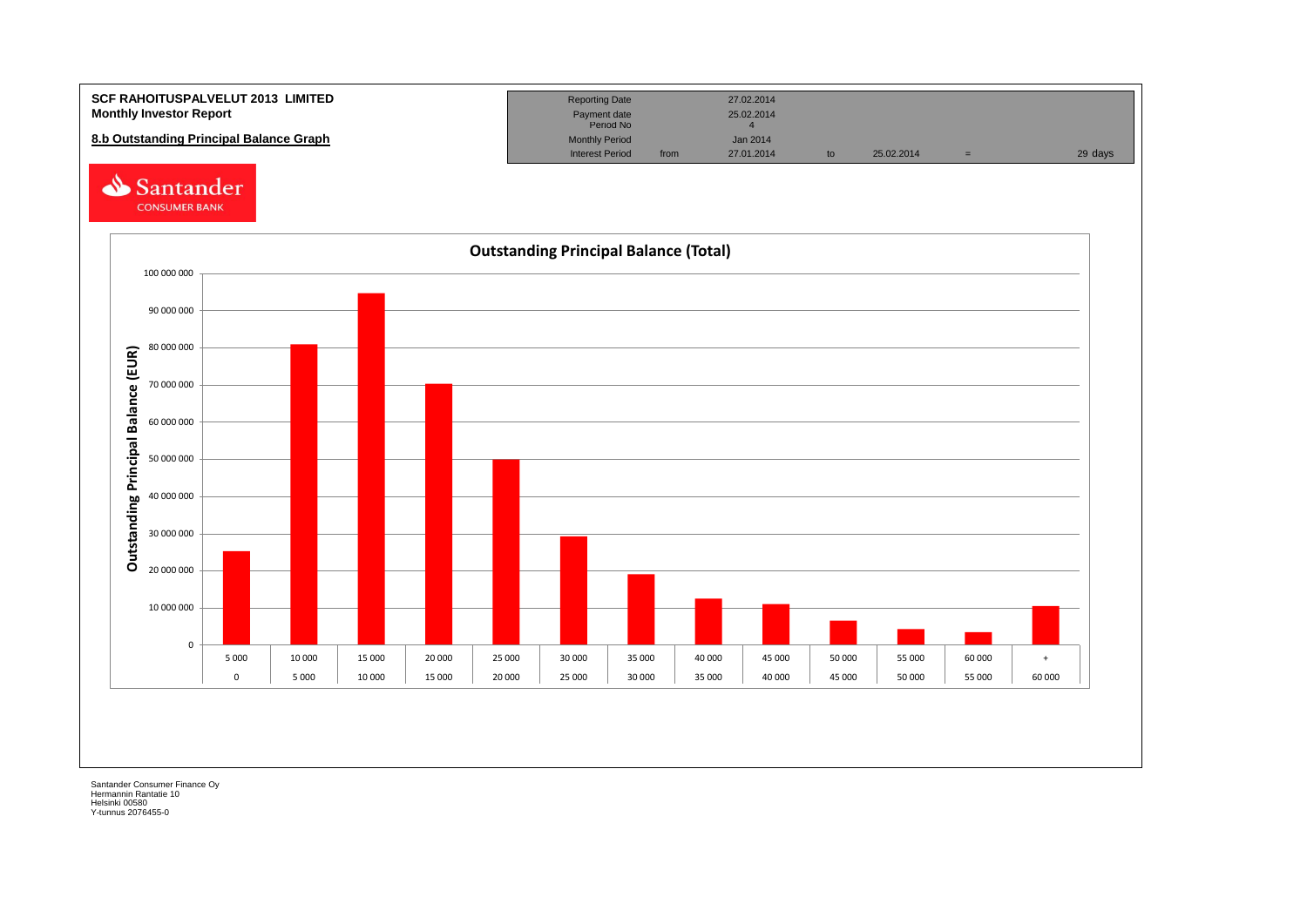**SCF RAHOITUSPALVELUT 2013 LIMITED**
**Monthly Investor Report**

**8.b Outstanding Principal Balance Graph**

| | | | | | | |
|---|---|---|---|---|---|---|
| Reporting Date | | 27.02.2014 | | | | |
| Payment date | | 25.02.2014 | | | | |
| Period No | | 4 | | | | |
| Monthly Period | | Jan 2014 | | | | |
| Interest Period | from | 27.01.2014 | to | 25.02.2014 | = | 29 days |

Santander CONSUMER BANK

**Outstanding Principal Balance (Total)**

Outstanding Principal Balance (EUR)

| From | To | Outstanding Principal Balance (approx., EUR) |
|---|---|---|
| 0 | 5 000 | 25 000 000 |
| 5 000 | 10 000 | 81 000 000 |
| 10 000 | 15 000 | 94 500 000 |
| 15 000 | 20 000 | 70 000 000 |
| 20 000 | 25 000 | 50 000 000 |
| 25 000 | 30 000 | 29 000 000 |
| 30 000 | 35 000 | 19 000 000 |
| 35 000 | 40 000 | 12 500 000 |
| 40 000 | 45 000 | 11 000 000 |
| 45 000 | 50 000 | 6 500 000 |
| 50 000 | 55 000 | 4 000 000 |
| 55 000 | 60 000 | 3 500 000 |
| 60 000 | + | 10 500 000 |

Santander Consumer Finance Oy
Hermannin Rantatie 10
Helsinki 00580
Y-tunnus 2076455-0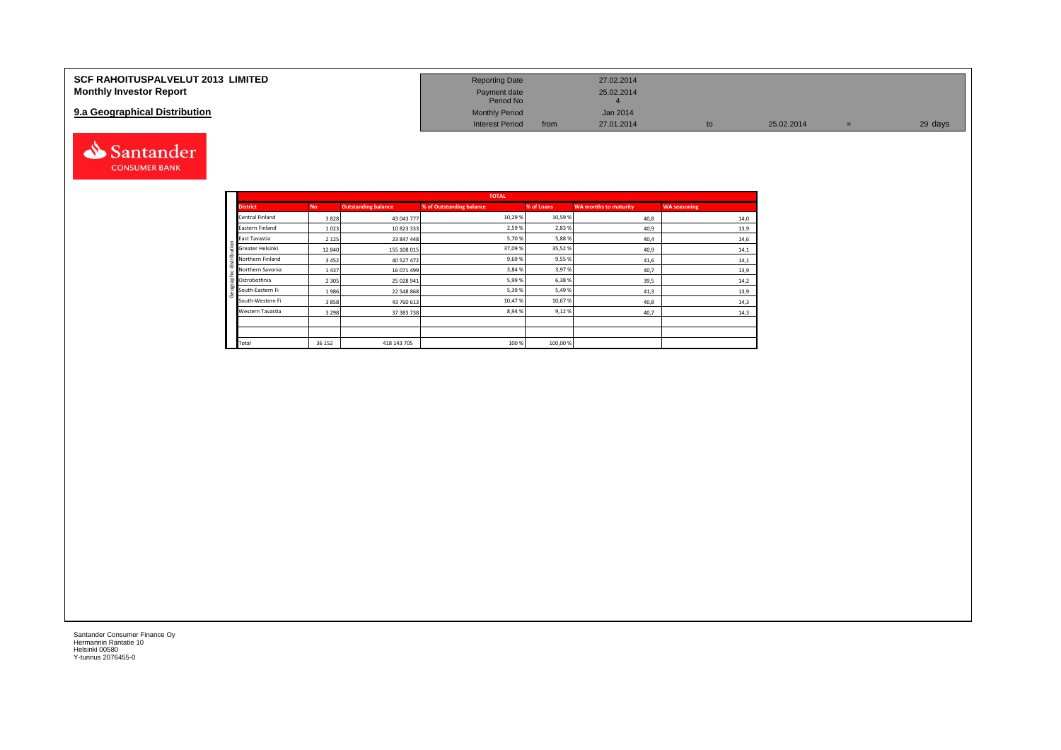**SCF RAHOITUSPALVELUT 2013 LIMITED**
**Monthly Investor Report**

## 9.a Geographical Distribution

| | | | | | | |
|---|---|---|---|---|---|---|
| Reporting Date | | 27.02.2014 | | | | |
| Payment date | | 25.02.2014 | | | | |
| Period No | | 4 | | | | |
| Monthly Period | | Jan 2014 | | | | |
| Interest Period | from | 27.01.2014 | to | 25.02.2014 | = | 29 days |

| | TOTAL | | | | | |
|---|---|---|---|---|---|---|
| **District** | **No** | **Outstanding balance** | **% of Outstanding balance** | **% of Loans** | **WA months to maturity** | **WA seasoning** |
| Central Finland | 3 828 | 43 043 777 | 10,29 % | 10,59 % | 40,8 | 14,0 |
| Eastern Finland | 1 023 | 10 823 333 | 2,59 % | 2,83 % | 40,9 | 13,9 |
| East Tavastia | 2 125 | 23 847 448 | 5,70 % | 5,88 % | 40,4 | 14,6 |
| Greater Helsinki | 12 840 | 155 108 015 | 37,09 % | 35,52 % | 40,9 | 14,1 |
| Northern Finland | 3 452 | 40 527 472 | 9,69 % | 9,55 % | 41,6 | 14,1 |
| Northern Savonia | 1 437 | 16 071 499 | 3,84 % | 3,97 % | 40,7 | 13,9 |
| Ostrobothnia | 2 305 | 25 028 941 | 5,99 % | 6,38 % | 39,5 | 14,2 |
| South-Eastern Fi | 1 986 | 22 548 868 | 5,39 % | 5,49 % | 41,3 | 13,9 |
| South-Western Fi | 3 858 | 43 760 613 | 10,47 % | 10,67 % | 40,8 | 14,3 |
| Western Tavastia | 3 298 | 37 383 738 | 8,94 % | 9,12 % | 40,7 | 14,3 |
| | | | | | | |
| | | | | | | |
| Total | 36 152 | 418 143 705 | 100 % | 100,00 % | | |

Santander Consumer Finance Oy
Hermannin Rantatie 10
Helsinki 00580
Y-tunnus 2076455-0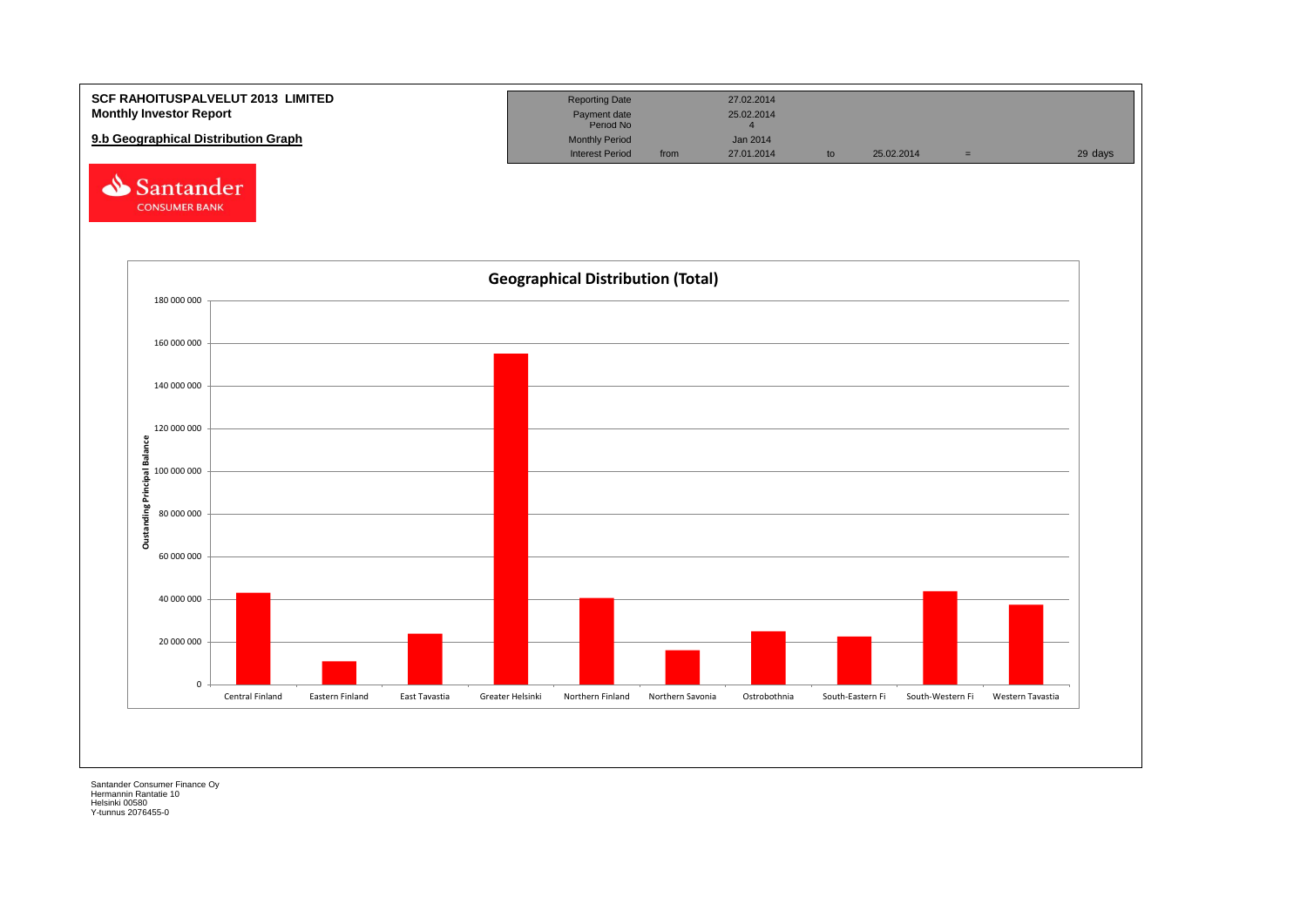**SCF RAHOITUSPALVELUT 2013 LIMITED**
**Monthly Investor Report**

**9.b Geographical Distribution Graph**

| | | | | | | |
|---|---|---|---|---|---|---|
| Reporting Date | | 27.02.2014 | | | | |
| Payment date | | 25.02.2014 | | | | |
| Period No | | 4 | | | | |
| Monthly Period | | Jan 2014 | | | | |
| Interest Period | from | 27.01.2014 | to | 25.02.2014 | = | 29 days |

Santander CONSUMER BANK

**Geographical Distribution (Total)**

Oustanding Principal Balance

| Region | Approx. Outstanding Principal Balance |
|---|---|
| Central Finland | ~43 000 000 |
| Eastern Finland | ~11 000 000 |
| East Tavastia | ~24 000 000 |
| Greater Helsinki | ~155 000 000 |
| Northern Finland | ~40 500 000 |
| Northern Savonia | ~16 000 000 |
| Ostrobothnia | ~25 000 000 |
| South-Eastern Fi | ~22 500 000 |
| South-Western Fi | ~43 500 000 |
| Western Tavastia | ~37 500 000 |

Santander Consumer Finance Oy
Hermannin Rantatie 10
Helsinki 00580
Y-tunnus 2076455-0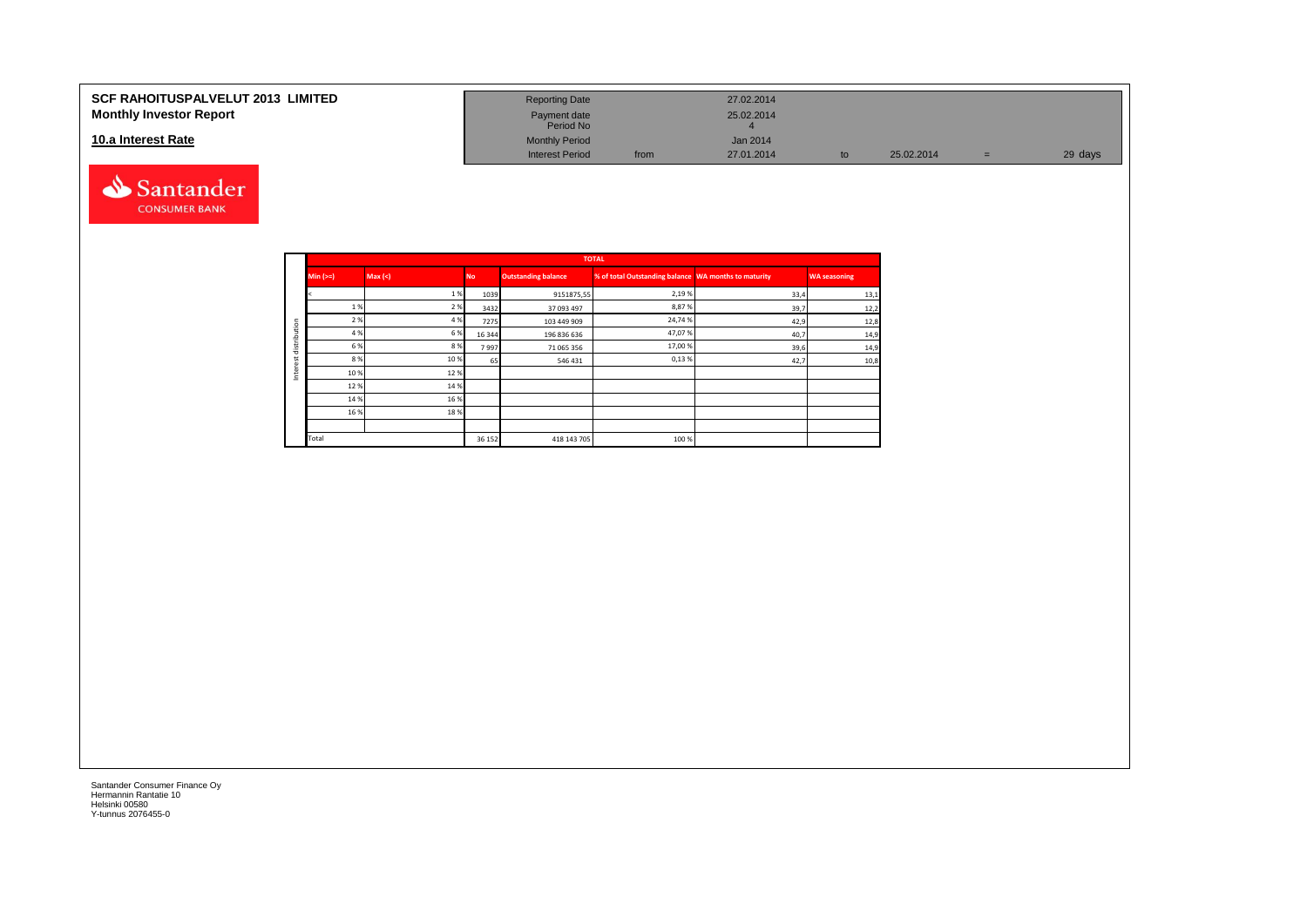# SCF RAHOITUSPALVELUT 2013 LIMITED
## Monthly Investor Report

## 10.a Interest Rate

| | | | | | |
|---|---|---|---|---|---|
| Reporting Date | | 27.02.2014 | | | |
| Payment date | | 25.02.2014 | | | |
| Period No | | 4 | | | |
| Monthly Period | | Jan 2014 | | | |
| Interest Period | from | 27.01.2014 | to | 25.02.2014 | = 29 days |

Interest distribution

| TOTAL | | | | | | |
|---|---|---|---|---|---|---|
| Min (>=) | Max (<) | No | Outstanding balance | % of total Outstanding balance | WA months to maturity | WA seasoning |
| < | 1 % | 1039 | 9151875,55 | 2,19 % | 33,4 | 13,1 |
| 1 % | 2 % | 3432 | 37 093 497 | 8,87 % | 39,7 | 12,2 |
| 2 % | 4 % | 7275 | 103 449 909 | 24,74 % | 42,9 | 12,8 |
| 4 % | 6 % | 16 344 | 196 836 636 | 47,07 % | 40,7 | 14,9 |
| 6 % | 8 % | 7 997 | 71 065 356 | 17,00 % | 39,6 | 14,9 |
| 8 % | 10 % | 65 | 546 431 | 0,13 % | 42,7 | 10,8 |
| 10 % | 12 % | | | | | |
| 12 % | 14 % | | | | | |
| 14 % | 16 % | | | | | |
| 16 % | 18 % | | | | | |
| | | | | | | |
| Total | | 36 152 | 418 143 705 | 100 % | | |

Santander Consumer Finance Oy
Hermannin Rantatie 10
Helsinki 00580
Y-tunnus 2076455-0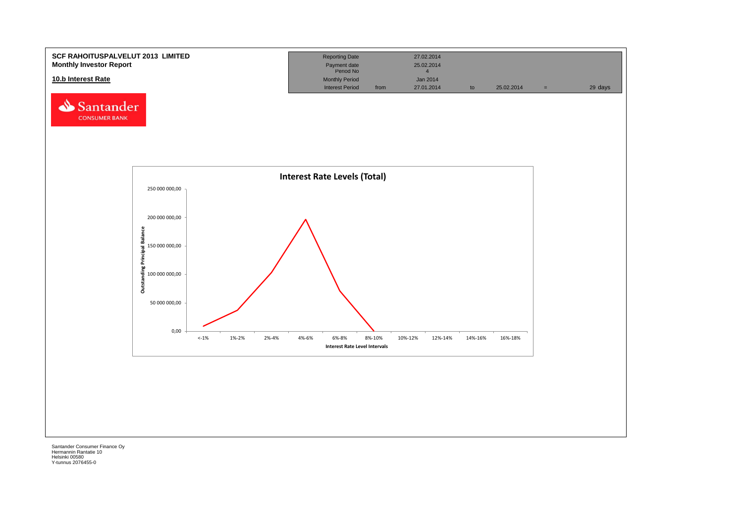**SCF RAHOITUSPALVELUT 2013 LIMITED**
**Monthly Investor Report**

**10.b Interest Rate**

| | | | | | | |
|---|---|---|---|---|---|---|
| Reporting Date | | 27.02.2014 | | | | |
| Payment date | | 25.02.2014 | | | | |
| Period No | | 4 | | | | |
| Monthly Period | | Jan 2014 | | | | |
| Interest Period | from | 27.01.2014 | to | 25.02.2014 | = | 29 days |

**Interest Rate Levels (Total)**

Outstanding Principal Balance

250 000 000,00
200 000 000,00
150 000 000,00
100 000 000,00
50 000 000,00
0,00

<-1% | 1%-2% | 2%-4% | 4%-6% | 6%-8% | 8%-10% | 10%-12% | 12%-14% | 14%-16% | 16%-18%

Interest Rate Level Intervals

Santander Consumer Finance Oy
Hermannin Rantatie 10
Helsinki 00580
Y-tunnus 2076455-0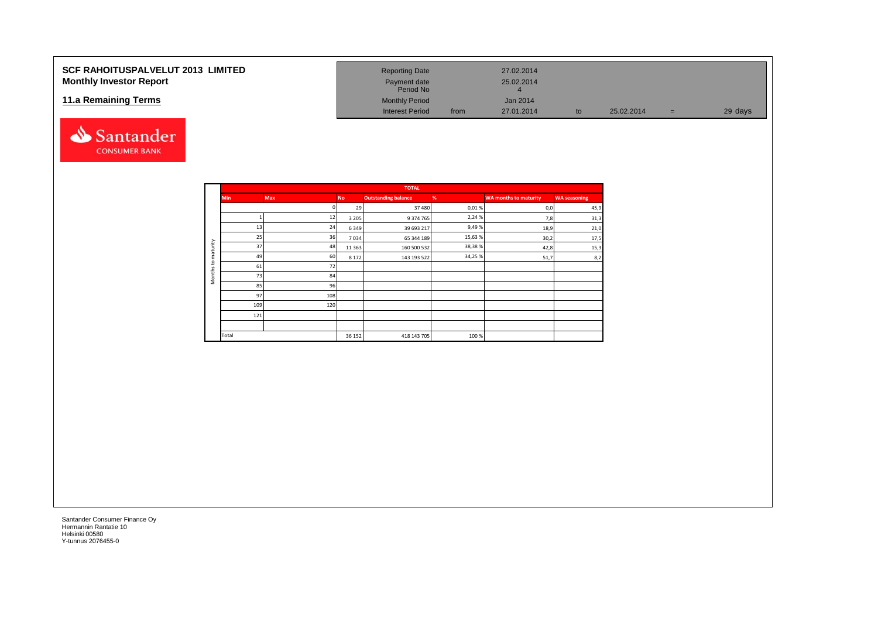**SCF RAHOITUSPALVELUT 2013 LIMITED**
**Monthly Investor Report**

## 11.a Remaining Terms

| Reporting Date | | 27.02.2014 | | | | |
|---|---|---|---|---|---|---|
| Payment date | | 25.02.2014 | | | | |
| Period No | | 4 | | | | |
| Monthly Period | | Jan 2014 | | | | |
| Interest Period | from | 27.01.2014 | to | 25.02.2014 | = | 29 days |

| | TOTAL | | | | | | |
|---|---|---|---|---|---|---|---|
| | Min | Max | No | Outstanding balance | % | WA months to maturity | WA seasoning |
| Months to maturity | | 0 | 29 | 37 480 | 0,01 % | 0,0 | 45,9 |
| | 1 | 12 | 3 205 | 9 374 765 | 2,24 % | 7,8 | 31,3 |
| | 13 | 24 | 6 349 | 39 693 217 | 9,49 % | 18,9 | 21,0 |
| | 25 | 36 | 7 034 | 65 344 189 | 15,63 % | 30,2 | 17,5 |
| | 37 | 48 | 11 363 | 160 500 532 | 38,38 % | 42,8 | 15,3 |
| | 49 | 60 | 8 172 | 143 193 522 | 34,25 % | 51,7 | 8,2 |
| | 61 | 72 | | | | | |
| | 73 | 84 | | | | | |
| | 85 | 96 | | | | | |
| | 97 | 108 | | | | | |
| | 109 | 120 | | | | | |
| | 121 | | | | | | |
| | | | | | | | |
| | Total | | 36 152 | 418 143 705 | 100 % | | |

Santander Consumer Finance Oy
Hermannin Rantatie 10
Helsinki 00580
Y-tunnus 2076455-0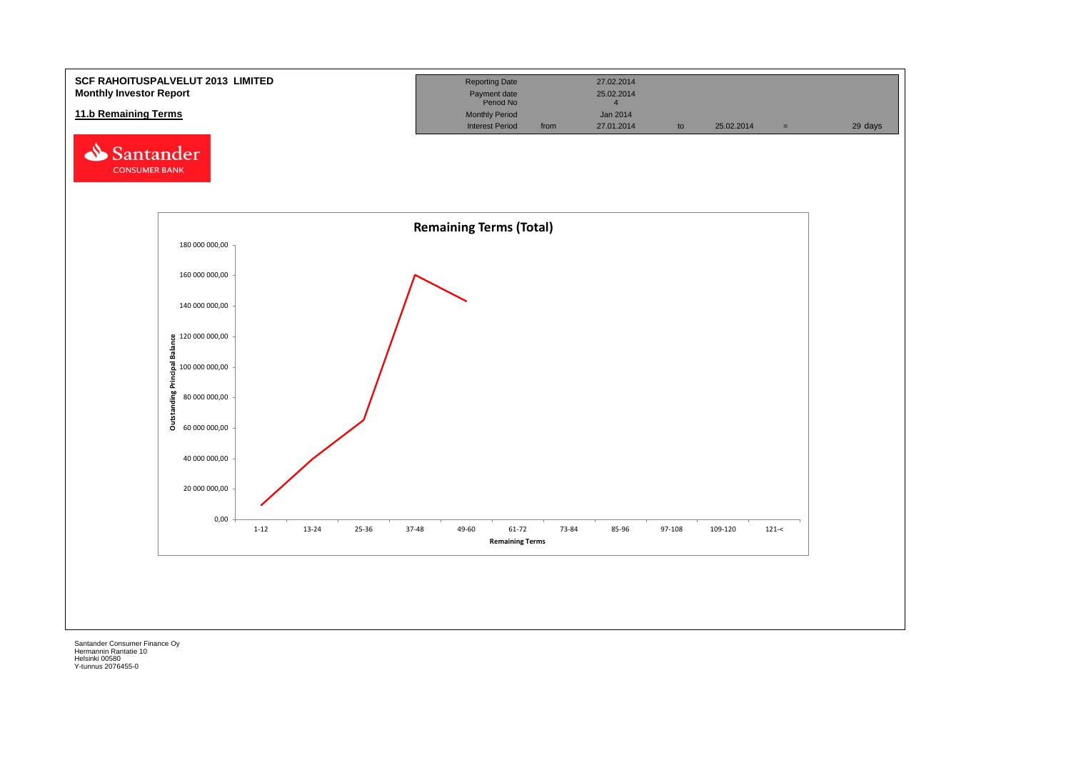**SCF RAHOITUSPALVELUT 2013 LIMITED**
**Monthly Investor Report**

## 11.b Remaining Terms

| Reporting Date | | 27.02.2014 | | | | |
|---|---|---|---|---|---|---|
| Payment date | | 25.02.2014 | | | | |
| Period No | | 4 | | | | |
| Monthly Period | | Jan 2014 | | | | |
| Interest Period | from | 27.01.2014 | to | 25.02.2014 | = | 29 days |

Santander CONSUMER BANK

**Remaining Terms (Total)**

Outstanding Principal Balance: 0,00; 20 000 000,00; 40 000 000,00; 60 000 000,00; 80 000 000,00; 100 000 000,00; 120 000 000,00; 140 000 000,00; 160 000 000,00; 180 000 000,00

Remaining Terms: 1-12; 13-24; 25-36; 37-48; 49-60; 61-72; 73-84; 85-96; 97-108; 109-120; 121-<

Santander Consumer Finance Oy
Hermannin Rantatie 10
Helsinki 00580
Y-tunnus 2076455-0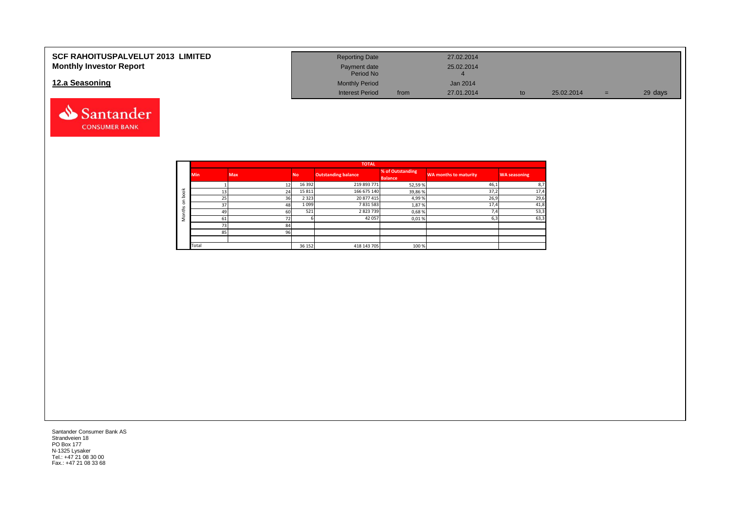# SCF RAHOITUSPALVELUT 2013 LIMITED
## Monthly Investor Report

## 12.a Seasoning

| | | | | | | |
|---|---|---|---|---|---|---|
| Reporting Date | | 27.02.2014 | | | | |
| Payment date | | 25.02.2014 | | | | |
| Period No | | 4 | | | | |
| Monthly Period | | Jan 2014 | | | | |
| Interest Period | from | 27.01.2014 | to | 25.02.2014 | = | 29 days |

| | TOTAL | | | | | | |
|---|---|---|---|---|---|---|---|
| | Min | Max | No | Outstanding balance | % of Outstanding Balance | WA months to maturity | WA seasoning |
| Months on book | 1 | 12 | 16 392 | 219 893 771 | 52,59 % | 46,1 | 8,7 |
| | 13 | 24 | 15 811 | 166 675 140 | 39,86 % | 37,2 | 17,4 |
| | 25 | 36 | 2 323 | 20 877 415 | 4,99 % | 26,9 | 29,6 |
| | 37 | 48 | 1 099 | 7 831 583 | 1,87 % | 17,4 | 41,8 |
| | 49 | 60 | 521 | 2 823 739 | 0,68 % | 7,4 | 53,3 |
| | 61 | 72 | 6 | 42 057 | 0,01 % | 6,3 | 63,3 |
| | 73 | 84 | | | | | |
| | 85 | 96 | | | | | |
| | | | | | | | |
| | Total | | 36 152 | 418 143 705 | 100 % | | |

Santander Consumer Bank AS
Strandveien 18
PO Box 177
N-1325 Lysaker
Tel.: +47 21 08 30 00
Fax.: +47 21 08 33 68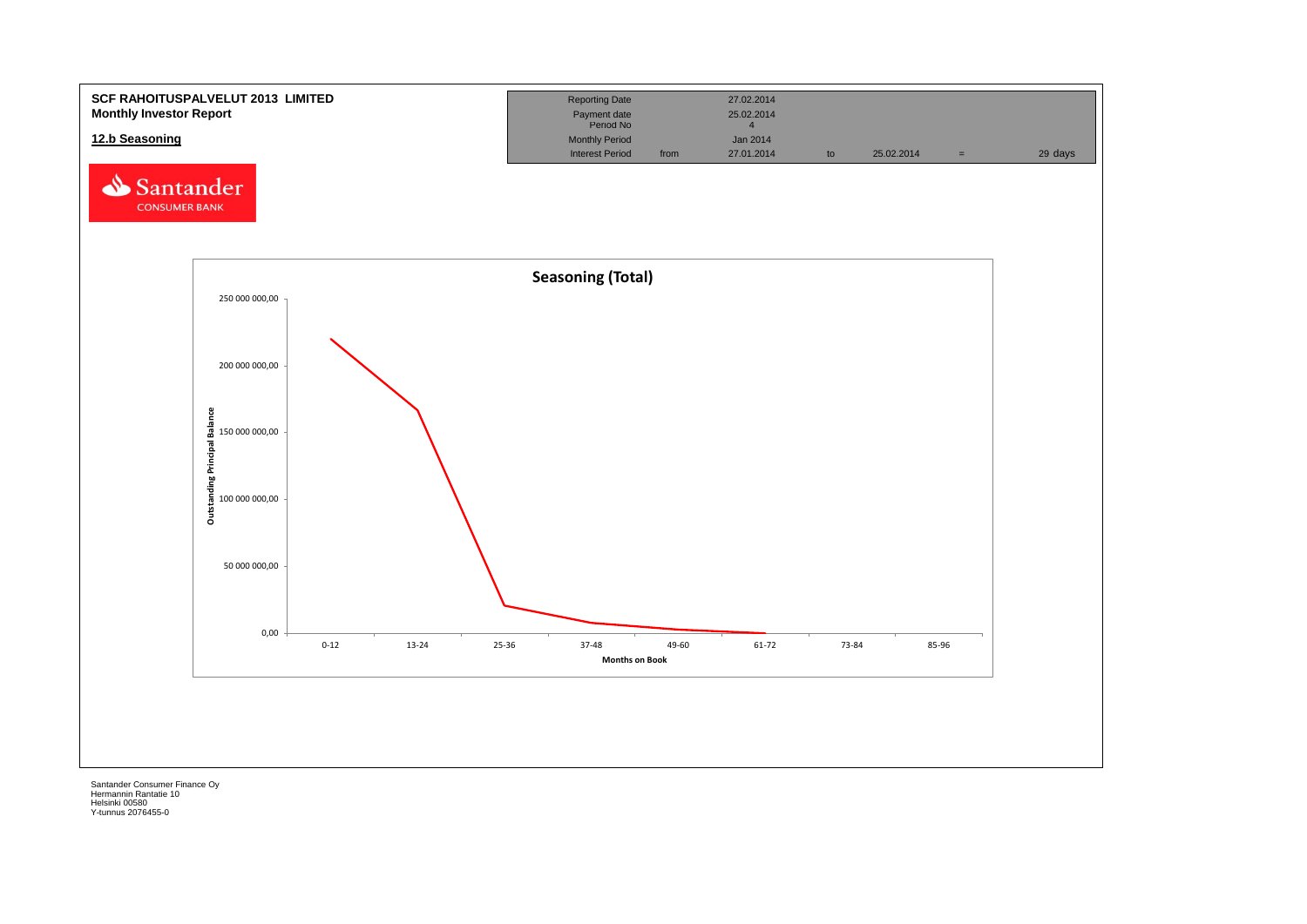**SCF RAHOITUSPALVELUT 2013 LIMITED**
**Monthly Investor Report**

## 12.b Seasoning

| | | | | | | |
|---|---|---|---|---|---|---|
| Reporting Date | | 27.02.2014 | | | | |
| Payment date | | 25.02.2014 | | | | |
| Period No | | 4 | | | | |
| Monthly Period | | Jan 2014 | | | | |
| Interest Period | from | 27.01.2014 | to | 25.02.2014 | = | 29 days |

Santander CONSUMER BANK

**Seasoning (Total)**

Outstanding Principal Balance

250 000 000,00
200 000 000,00
150 000 000,00
100 000 000,00
50 000 000,00
0,00

0-12 | 13-24 | 25-36 | 37-48 | 49-60 | 61-72 | 73-84 | 85-96

Months on Book

Santander Consumer Finance Oy
Hermannin Rantatie 10
Helsinki 00580
Y-tunnus 2076455-0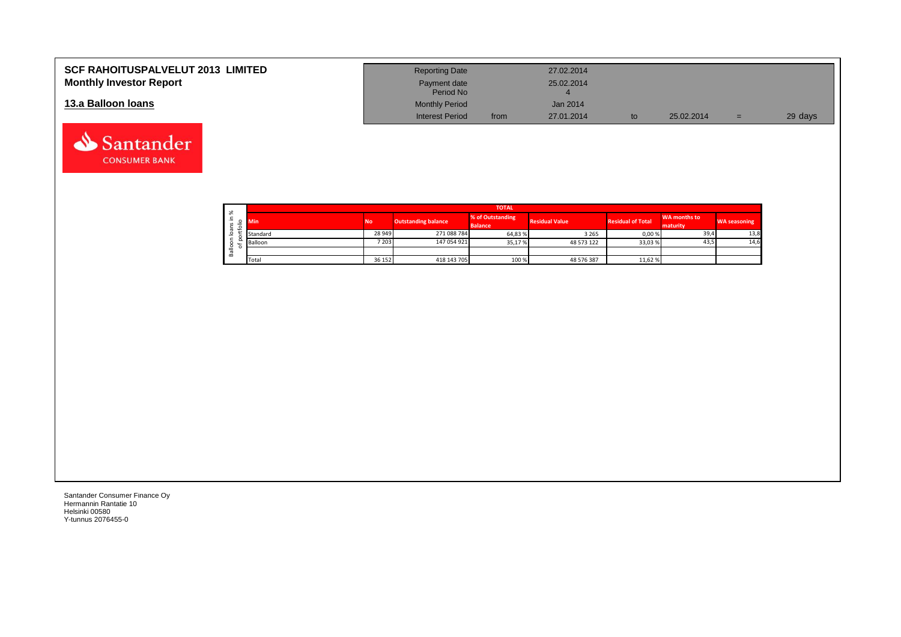# SCF RAHOITUSPALVELUT 2013 LIMITED
## Monthly Investor Report

### 13.a Balloon loans

| | | | | | |
|---|---|---|---|---|---|
| Reporting Date | | 27.02.2014 | | | |
| Payment date | | 25.02.2014 | | | |
| Period No | | 4 | | | |
| Monthly Period | | Jan 2014 | | | |
| Interest Period | from | 27.01.2014 | to | 25.02.2014 | = 29 days |

Balloon loans in % of portfolio

| TOTAL | | | | | | | |
|---|---|---|---|---|---|---|---|
| Min | No | Outstanding balance | % of Outstanding Balance | Residual Value | Residual of Total | WA months to maturity | WA seasoning |
| Standard | 28 949 | 271 088 784 | 64,83 % | 3 265 | 0,00 % | 39,4 | 13,8 |
| Balloon | 7 203 | 147 054 921 | 35,17 % | 48 573 122 | 33,03 % | 43,5 | 14,6 |
| | | | | | | | |
| Total | 36 152 | 418 143 705 | 100 % | 48 576 387 | 11,62 % | | |

Santander Consumer Finance Oy
Hermannin Rantatie 10
Helsinki 00580
Y-tunnus 2076455-0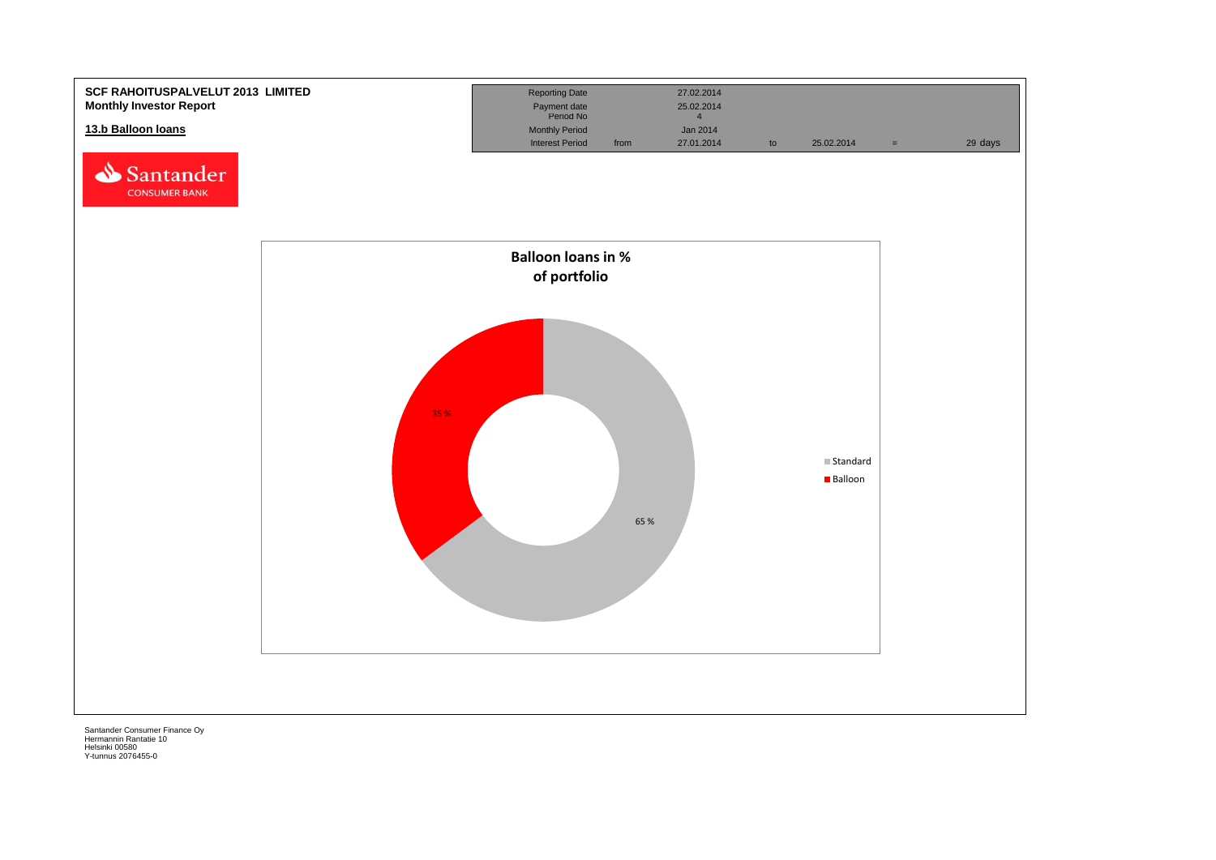**SCF RAHOITUSPALVELUT 2013 LIMITED**
**Monthly Investor Report**

## 13.b Balloon loans

| | | | | | | |
|---|---|---|---|---|---|---|
| Reporting Date | | 27.02.2014 | | | | |
| Payment date | | 25.02.2014 | | | | |
| Period No | | 4 | | | | |
| Monthly Period | | Jan 2014 | | | | |
| Interest Period | from | 27.01.2014 | to | 25.02.2014 | = | 29 days |

**Balloon loans in % of portfolio**

| | % |
|---|---|
| Standard | 65 % |
| Balloon | 35 % |

Santander Consumer Finance Oy
Hermannin Rantatie 10
Helsinki 00580
Y-tunnus 2076455-0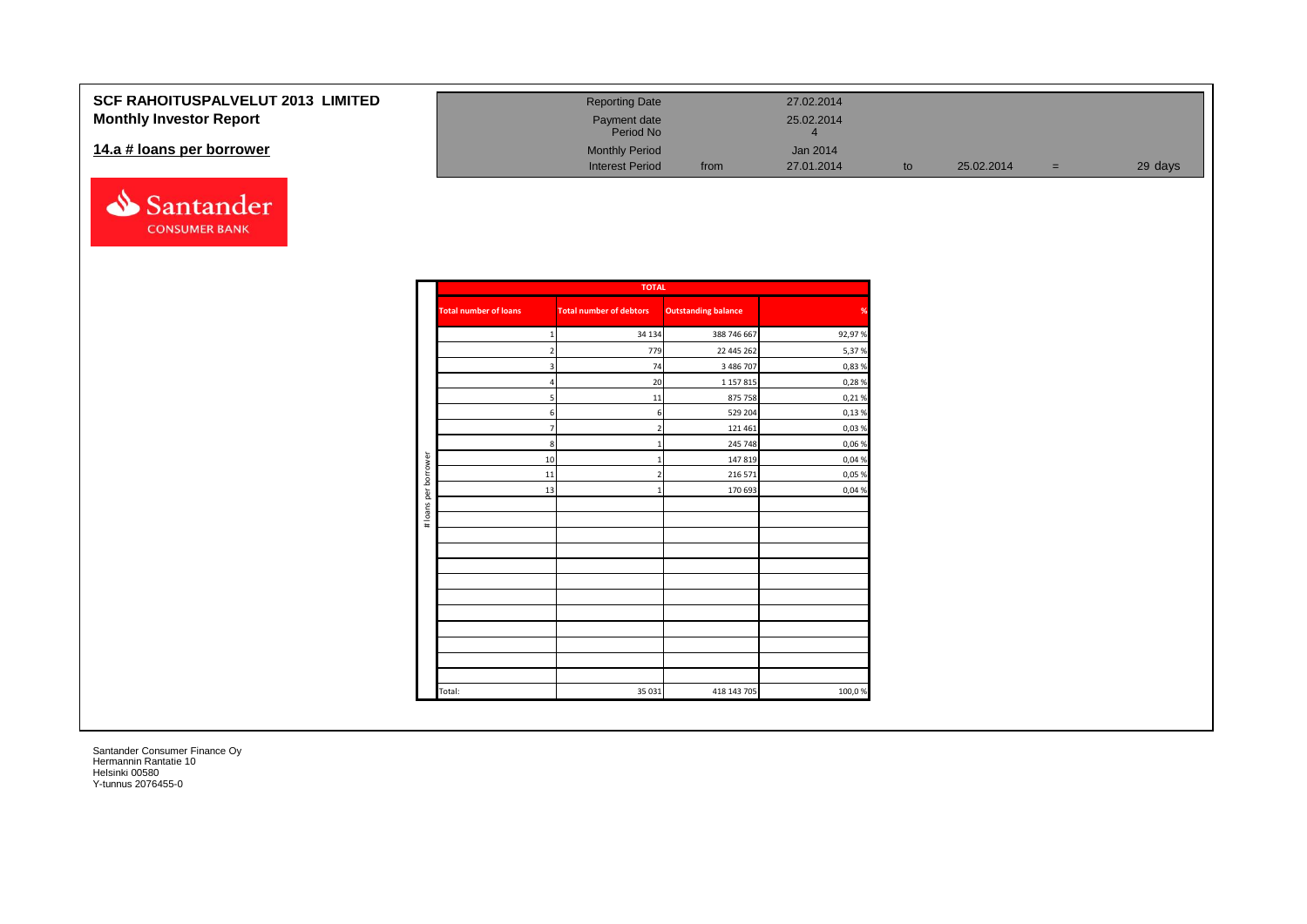# SCF RAHOITUSPALVELUT 2013 LIMITED
## Monthly Investor Report

### 14.a # loans per borrower

| | | | | | | |
|---|---|---|---|---|---|---|
| Reporting Date | | 27.02.2014 | | | | |
| Payment date | | 25.02.2014 | | | | |
| Period No | | 4 | | | | |
| Monthly Period | | Jan 2014 | | | | |
| Interest Period | from | 27.01.2014 | to | 25.02.2014 | = | 29 days |

| TOTAL | | | |
|---|---|---|---|
| **Total number of loans** | **Total number of debtors** | **Outstanding balance** | **%** |
| 1 | 34 134 | 388 746 667 | 92,97 % |
| 2 | 779 | 22 445 262 | 5,37 % |
| 3 | 74 | 3 486 707 | 0,83 % |
| 4 | 20 | 1 157 815 | 0,28 % |
| 5 | 11 | 875 758 | 0,21 % |
| 6 | 6 | 529 204 | 0,13 % |
| 7 | 2 | 121 461 | 0,03 % |
| 8 | 1 | 245 748 | 0,06 % |
| 10 | 1 | 147 819 | 0,04 % |
| 11 | 2 | 216 571 | 0,05 % |
| 13 | 1 | 170 693 | 0,04 % |
| Total: | 35 031 | 418 143 705 | 100,0 % |

# loans per borrower

Santander Consumer Finance Oy
Hermannin Rantatie 10
Helsinki 00580
Y-tunnus 2076455-0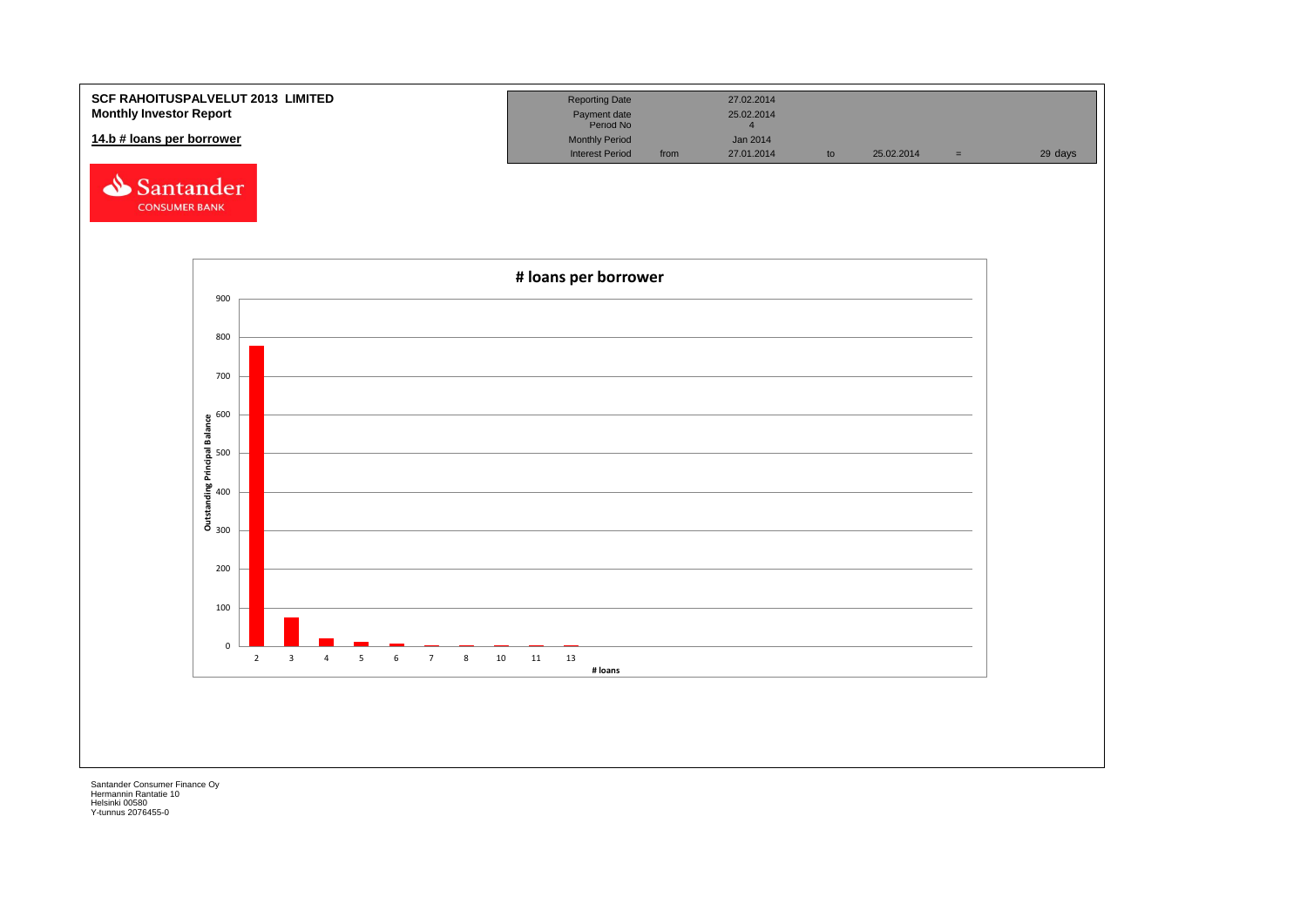**SCF RAHOITUSPALVELUT 2013 LIMITED**
**Monthly Investor Report**

## 14.b # loans per borrower

| | | | | | | |
|---|---|---|---|---|---|---|
| Reporting Date | | 27.02.2014 | | | | |
| Payment date | | 25.02.2014 | | | | |
| Period No | | 4 | | | | |
| Monthly Period | | Jan 2014 | | | | |
| Interest Period | from | 27.01.2014 | to | 25.02.2014 | = | 29 days |

Santander CONSUMER BANK

**# loans per borrower**

Outstanding Principal Balance

900
800
700
600
500
400
300
200
100
0

2 3 4 5 6 7 8 10 11 13

**# loans**

Santander Consumer Finance Oy
Hermannin Rantatie 10
Helsinki 00580
Y-tunnus 2076455-0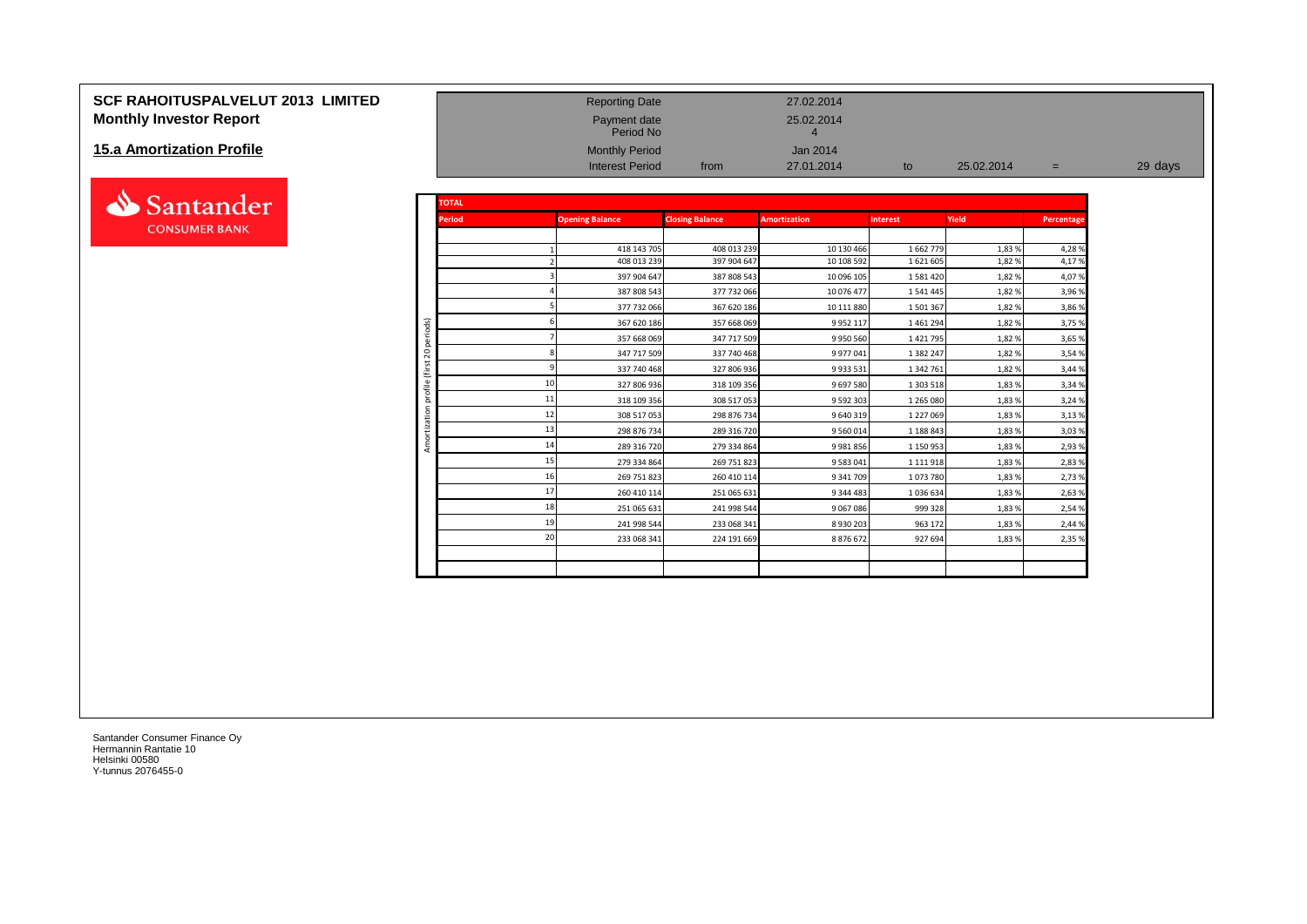# SCF RAHOITUSPALVELUT 2013 LIMITED

## Monthly Investor Report

### 15.a Amortization Profile

| | | | | | |
|---|---|---|---|---|---|
| Reporting Date | | 27.02.2014 | | | |
| Payment date | | 25.02.2014 | | | |
| Period No | | 4 | | | |
| Monthly Period | | Jan 2014 | | | |
| Interest Period | from | 27.01.2014 | to | 25.02.2014 | = 29 days |

**TOTAL**

Amortization profile (first 20 periods)

| Period | Opening Balance | Closing Balance | Amortization | Interest | Yield | Percentage |
|---|---|---|---|---|---|---|
| 1 | 418 143 705 | 408 013 239 | 10 130 466 | 1 662 779 | 1,83 % | 4,28 % |
| 2 | 408 013 239 | 397 904 647 | 10 108 592 | 1 621 605 | 1,82 % | 4,17 % |
| 3 | 397 904 647 | 387 808 543 | 10 096 105 | 1 581 420 | 1,82 % | 4,07 % |
| 4 | 387 808 543 | 377 732 066 | 10 076 477 | 1 541 445 | 1,82 % | 3,96 % |
| 5 | 377 732 066 | 367 620 186 | 10 111 880 | 1 501 367 | 1,82 % | 3,86 % |
| 6 | 367 620 186 | 357 668 069 | 9 952 117 | 1 461 294 | 1,82 % | 3,75 % |
| 7 | 357 668 069 | 347 717 509 | 9 950 560 | 1 421 795 | 1,82 % | 3,65 % |
| 8 | 347 717 509 | 337 740 468 | 9 977 041 | 1 382 247 | 1,82 % | 3,54 % |
| 9 | 337 740 468 | 327 806 936 | 9 933 531 | 1 342 761 | 1,82 % | 3,44 % |
| 10 | 327 806 936 | 318 109 356 | 9 697 580 | 1 303 518 | 1,83 % | 3,34 % |
| 11 | 318 109 356 | 308 517 053 | 9 592 303 | 1 265 080 | 1,83 % | 3,24 % |
| 12 | 308 517 053 | 298 876 734 | 9 640 319 | 1 227 069 | 1,83 % | 3,13 % |
| 13 | 298 876 734 | 289 316 720 | 9 560 014 | 1 188 843 | 1,83 % | 3,03 % |
| 14 | 289 316 720 | 279 334 864 | 9 981 856 | 1 150 953 | 1,83 % | 2,93 % |
| 15 | 279 334 864 | 269 751 823 | 9 583 041 | 1 111 918 | 1,83 % | 2,83 % |
| 16 | 269 751 823 | 260 410 114 | 9 341 709 | 1 073 780 | 1,83 % | 2,73 % |
| 17 | 260 410 114 | 251 065 631 | 9 344 483 | 1 036 634 | 1,83 % | 2,63 % |
| 18 | 251 065 631 | 241 998 544 | 9 067 086 | 999 328 | 1,83 % | 2,54 % |
| 19 | 241 998 544 | 233 068 341 | 8 930 203 | 963 172 | 1,83 % | 2,44 % |
| 20 | 233 068 341 | 224 191 669 | 8 876 672 | 927 694 | 1,83 % | 2,35 % |

Santander Consumer Finance Oy
Hermannin Rantatie 10
Helsinki 00580
Y-tunnus 2076455-0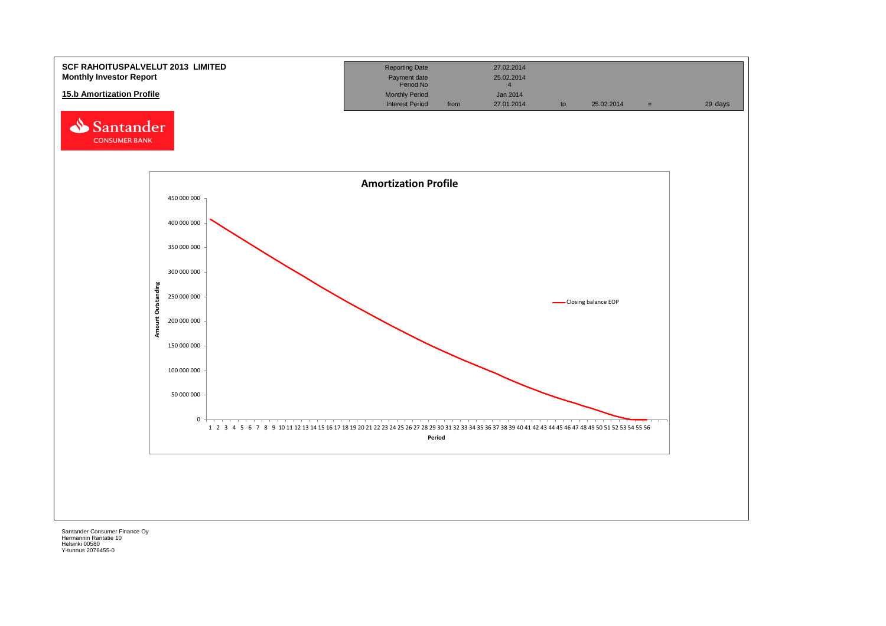**SCF RAHOITUSPALVELUT 2013 LIMITED**
**Monthly Investor Report**

## 15.b Amortization Profile

| Reporting Date | | 27.02.2014 | | | | |
|---|---|---|---|---|---|---|
| Payment date | | 25.02.2014 | | | | |
| Period No | | 4 | | | | |
| Monthly Period | | Jan 2014 | | | | |
| Interest Period | from | 27.01.2014 | to | 25.02.2014 | = | 29 days |

Santander CONSUMER BANK

**Amortization Profile**

Amount Outstanding (y-axis: 0 – 450 000 000); Period (x-axis: 1 – 56)

Closing balance EOP

Santander Consumer Finance Oy
Hermannin Rantatie 10
Helsinki 00580
Y-tunnus 2076455-0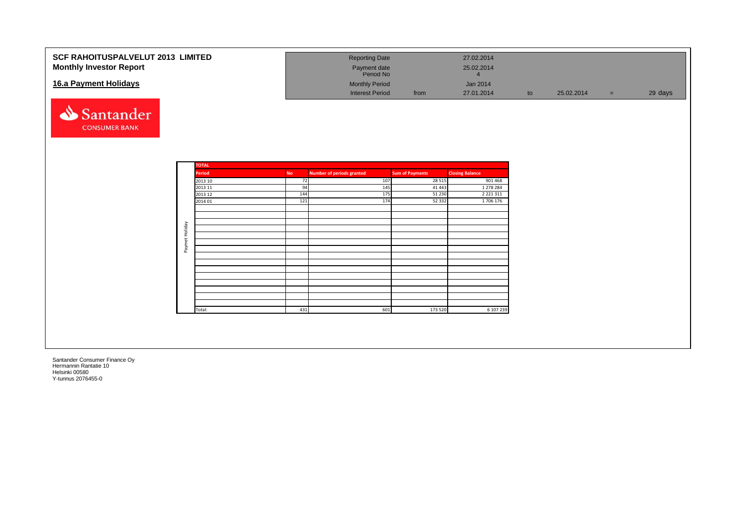**SCF RAHOITUSPALVELUT 2013 LIMITED**
**Monthly Investor Report**

## 16.a Payment Holidays

| | | | | | | |
|---|---|---|---|---|---|---|
| Reporting Date | | 27.02.2014 | | | | |
| Payment date | | 25.02.2014 | | | | |
| Period No | | 4 | | | | |
| Monthly Period | | Jan 2014 | | | | |
| Interest Period | from | 27.01.2014 | to | 25.02.2014 | = | 29 days |

**TOTAL** (Paymet Holiday)

| Period | No | Number of periods granted | Sum of Payments | Closing Balance |
|---|---|---|---|---|
| 2013 10 | 72 | 107 | 28 515 | 901 468 |
| 2013 11 | 94 | 145 | 41 443 | 1 278 284 |
| 2013 12 | 144 | 175 | 51 230 | 2 221 311 |
| 2014 01 | 121 | 174 | 52 332 | 1 706 176 |
| Total: | 431 | 601 | 173 520 | 6 107 239 |

Santander Consumer Finance Oy
Hermannin Rantatie 10
Helsinki 00580
Y-tunnus 2076455-0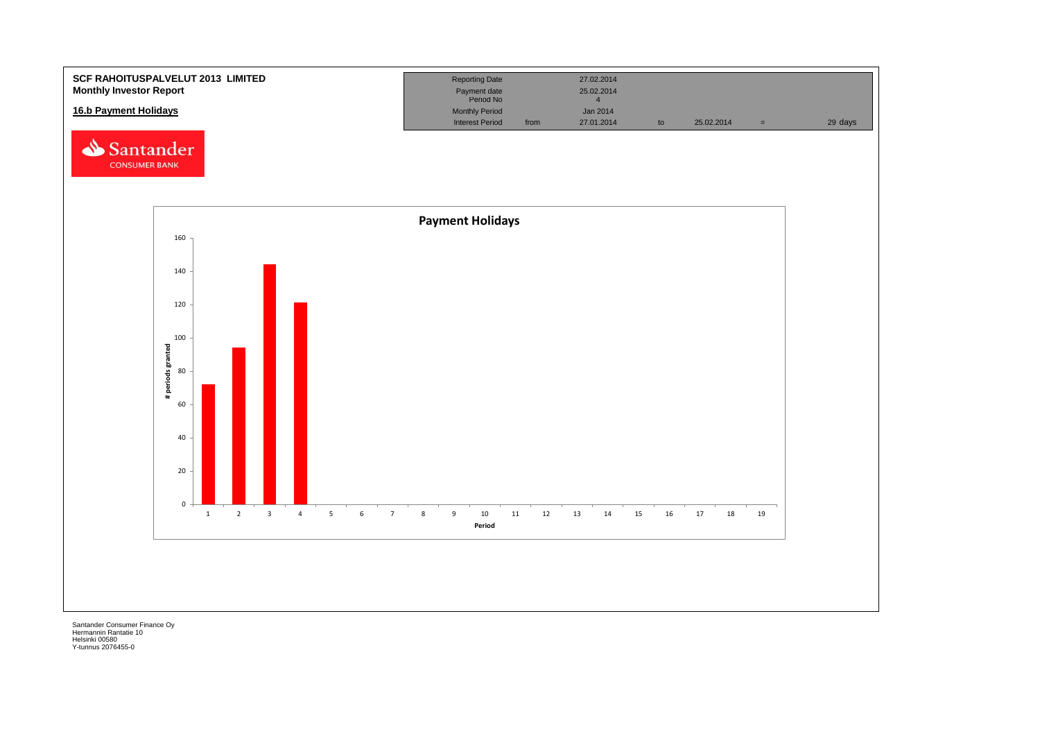**SCF RAHOITUSPALVELUT 2013 LIMITED**
**Monthly Investor Report**

**16.b Payment Holidays**

| Reporting Date | | 27.02.2014 | | | | |
|---|---|---|---|---|---|---|
| Payment date | | 25.02.2014 | | | | |
| Period No | | 4 | | | | |
| Monthly Period | | Jan 2014 | | | | |
| Interest Period | from | 27.01.2014 | to | 25.02.2014 | = | 29 days |

**Payment Holidays**

| Period | # periods granted |
|---|---|
| 1 | 72 |
| 2 | 94 |
| 3 | 144 |
| 4 | 121 |

Santander Consumer Finance Oy
Hermannin Rantatie 10
Helsinki 00580
Y-tunnus 2076455-0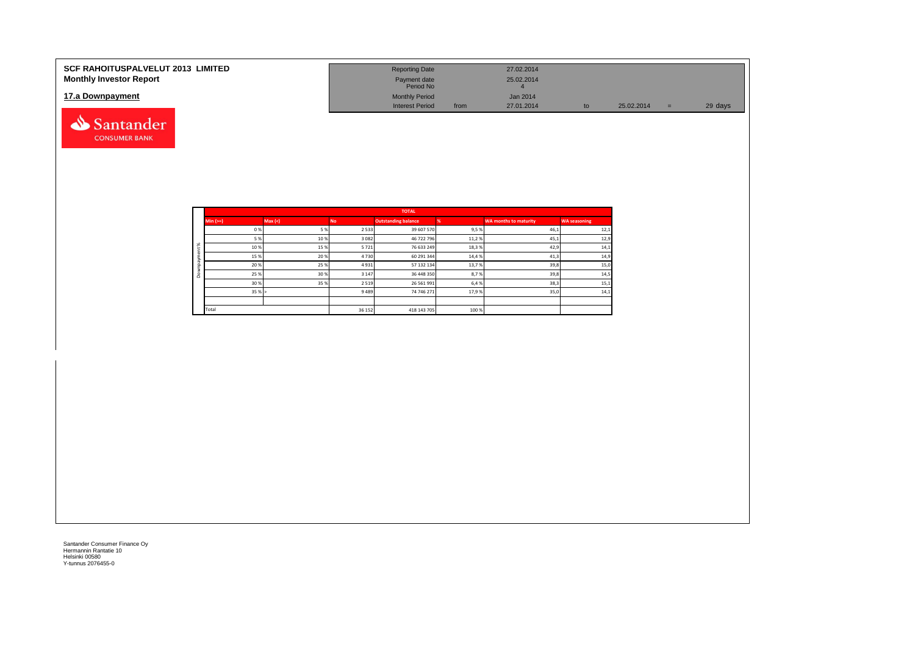**SCF RAHOITUSPALVELUT 2013 LIMITED**
**Monthly Investor Report**

## 17.a Downpayment

| Reporting Date | | 27.02.2014 | | | | |
|---|---|---|---|---|---|---|
| Payment date | | 25.02.2014 | | | | |
| Period No | | 4 | | | | |
| Monthly Period | | Jan 2014 | | | | |
| Interest Period | from | 27.01.2014 | to | 25.02.2014 | = | 29 days |

| | TOTAL | | | | | | |
|---|---|---|---|---|---|---|---|
| | Min (>=) | Max (<) | No | Outstanding balance | % | WA months to maturity | WA seasoning |
| Downpayment % | 0 % | 5 % | 2 533 | 39 607 570 | 9,5 % | 46,1 | 12,1 |
| | 5 % | 10 % | 3 082 | 46 722 796 | 11,2 % | 45,1 | 12,9 |
| | 10 % | 15 % | 5 721 | 76 633 249 | 18,3 % | 42,9 | 14,1 |
| | 15 % | 20 % | 4 730 | 60 291 344 | 14,4 % | 41,3 | 14,9 |
| | 20 % | 25 % | 4 931 | 57 132 134 | 13,7 % | 39,8 | 15,0 |
| | 25 % | 30 % | 3 147 | 36 448 350 | 8,7 % | 39,8 | 14,5 |
| | 30 % | 35 % | 2 519 | 26 561 991 | 6,4 % | 38,3 | 15,1 |
| | 35 % | > | 9 489 | 74 746 271 | 17,9 % | 35,0 | 14,1 |
| | Total | | 36 152 | 418 143 705 | 100 % | | |

Santander Consumer Finance Oy
Hermannin Rantatie 10
Helsinki 00580
Y-tunnus 2076455-0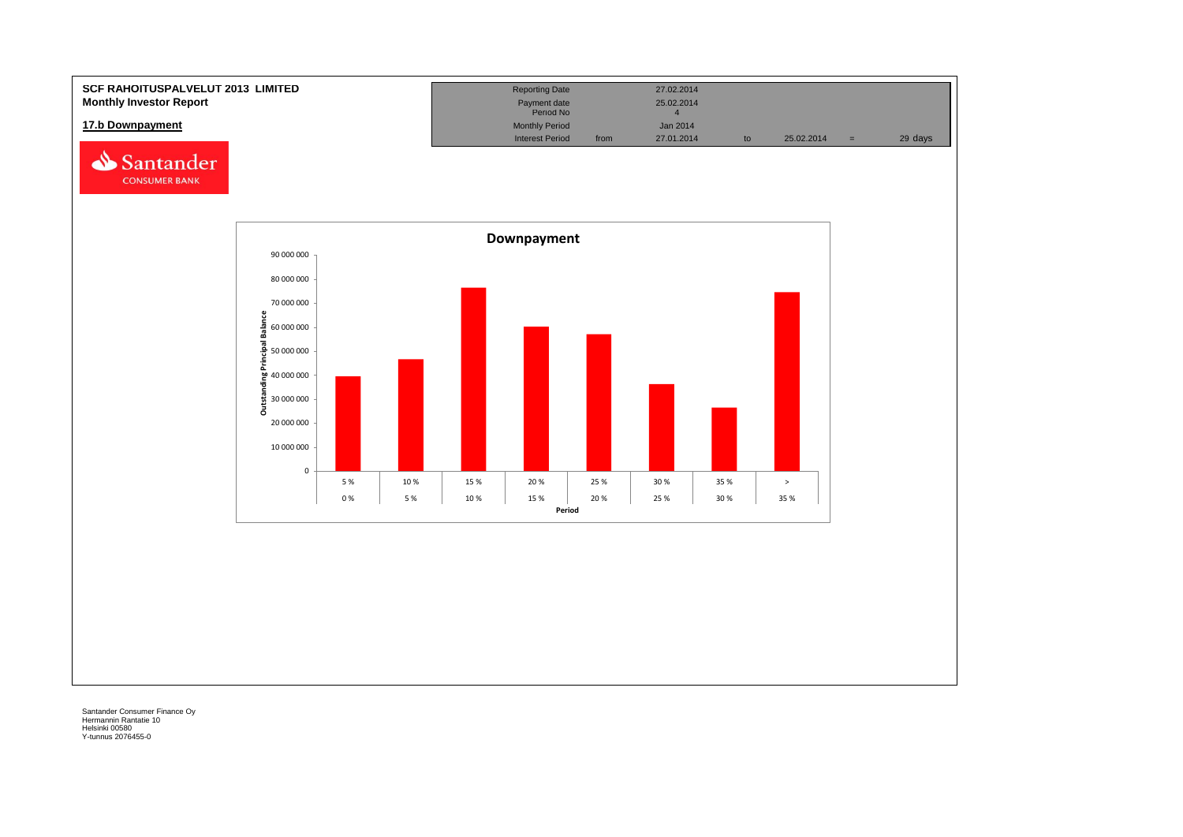**SCF RAHOITUSPALVELUT 2013 LIMITED**
**Monthly Investor Report**

## 17.b Downpayment

| | | | | | | |
|---|---|---|---|---|---|---|
| Reporting Date | | 27.02.2014 | | | | |
| Payment date | | 25.02.2014 | | | | |
| Period No | | 4 | | | | |
| Monthly Period | | Jan 2014 | | | | |
| Interest Period | from | 27.01.2014 | to | 25.02.2014 | = | 29 days |

Santander CONSUMER BANK

**Downpayment**

Outstanding Principal Balance

| Period | | Outstanding Principal Balance (approx.) |
|---|---|---|
| 0 % | 5 % | 39 500 000 |
| 5 % | 10 % | 46 500 000 |
| 10 % | 15 % | 76 500 000 |
| 15 % | 20 % | 60 000 000 |
| 20 % | 25 % | 57 000 000 |
| 25 % | 30 % | 36 500 000 |
| 30 % | 35 % | 26 500 000 |
| 35 % | > | 74 500 000 |

Santander Consumer Finance Oy
Hermannin Rantatie 10
Helsinki 00580
Y-tunnus 2076455-0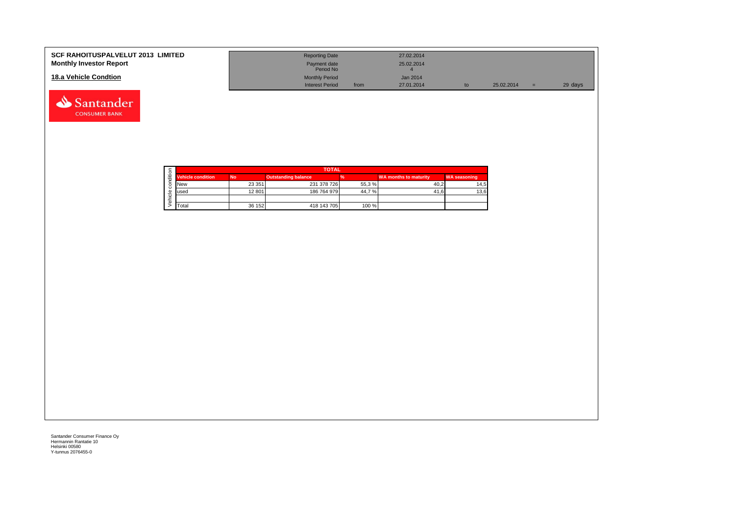**SCF RAHOITUSPALVELUT 2013 LIMITED**
**Monthly Investor Report**

## 18.a Vehicle Condtion

| | | | | | | |
|---|---|---|---|---|---|---|
| Reporting Date | | 27.02.2014 | | | | |
| Payment date | | 25.02.2014 | | | | |
| Period No | | 4 | | | | |
| Monthly Period | | Jan 2014 | | | | |
| Interest Period | from | 27.01.2014 | to | 25.02.2014 | = | 29 days |

| TOTAL | | | | | |
|---|---|---|---|---|---|
| **Vehicle condition** | **No** | **Outstanding balance** | **%** | **WA months to maturity** | **WA seasoning** |
| New | 23 351 | 231 378 726 | 55,3 % | 40,2 | 14,5 |
| used | 12 801 | 186 764 979 | 44,7 % | 41,6 | 13,6 |
| | | | | | |
| Total | 36 152 | 418 143 705 | 100 % | | |

Santander Consumer Finance Oy
Hermannin Rantatie 10
Helsinki 00580
Y-tunnus 2076455-0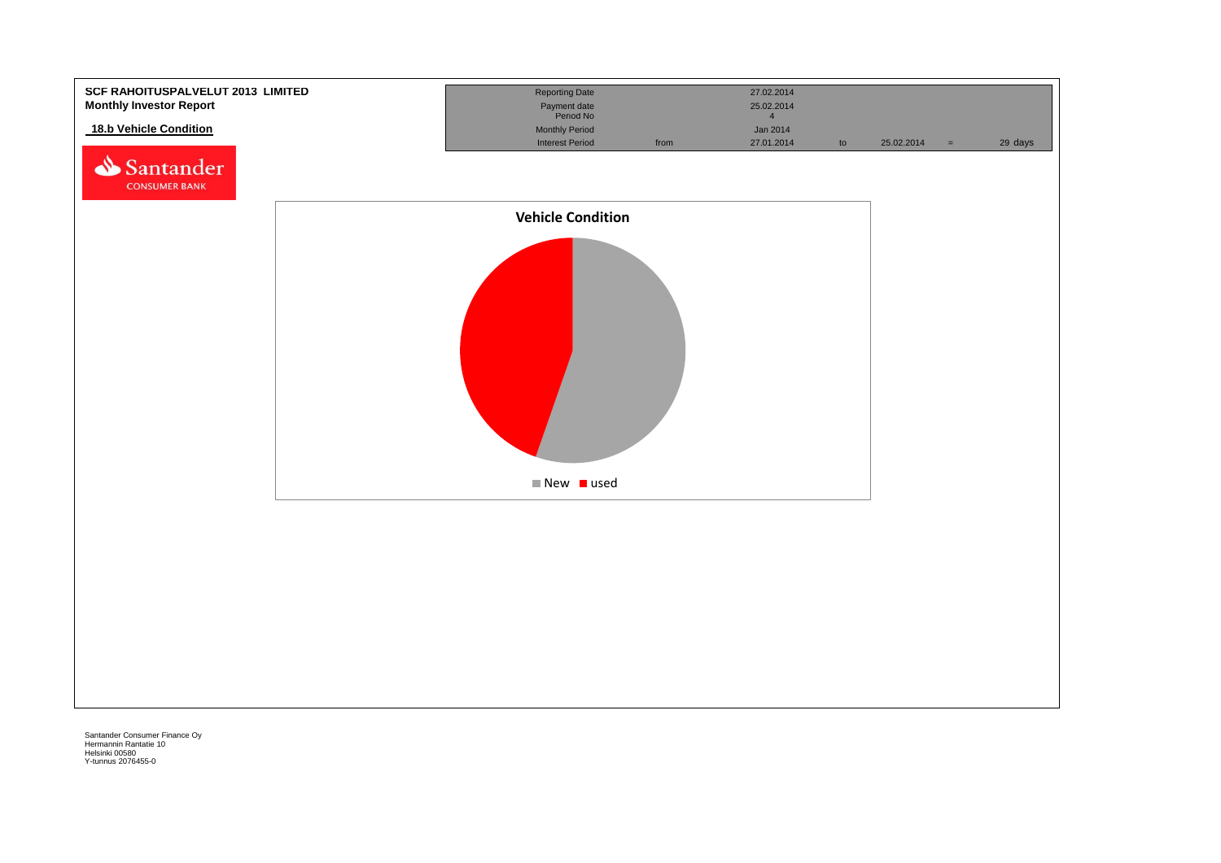**SCF RAHOITUSPALVELUT 2013 LIMITED**
**Monthly Investor Report**

## 18.b Vehicle Condition

| | | | | | | |
|---|---|---|---|---|---|---|
| Reporting Date | | 27.02.2014 | | | | |
| Payment date | | 25.02.2014 | | | | |
| Period No | | 4 | | | | |
| Monthly Period | | Jan 2014 | | | | |
| Interest Period | from | 27.01.2014 | to | 25.02.2014 | = | 29 days |

**Vehicle Condition**

New used

Santander Consumer Finance Oy
Hermannin Rantatie 10
Helsinki 00580
Y-tunnus 2076455-0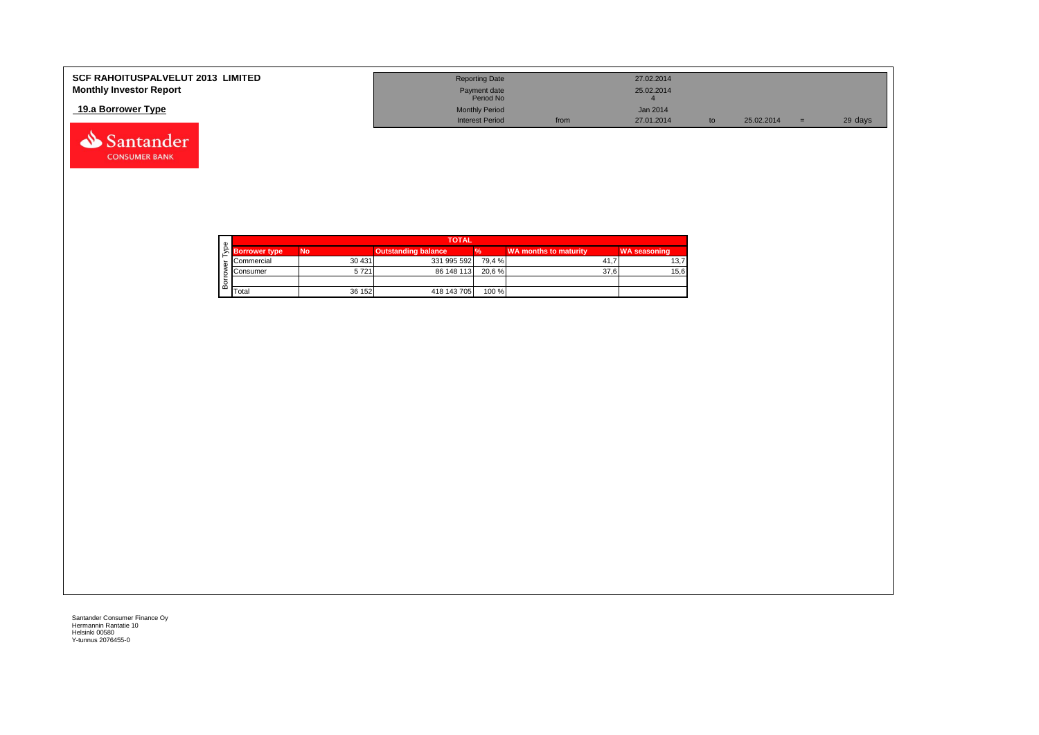**SCF RAHOITUSPALVELUT 2013 LIMITED**
**Monthly Investor Report**

## 19.a Borrower Type

| | | | | | |
|---|---|---|---|---|---|
| Reporting Date | | 27.02.2014 | | | |
| Payment date | | 25.02.2014 | | | |
| Period No | | 4 | | | |
| Monthly Period | | Jan 2014 | | | |
| Interest Period | from | 27.01.2014 | to | 25.02.2014 = | 29 days |

| Borrower Type | TOTAL | | | | |
|---|---|---|---|---|---|
| Borrower type | No | Outstanding balance | % | WA months to maturity | WA seasoning |
| Commercial | 30 431 | 331 995 592 | 79,4 % | 41,7 | 13,7 |
| Consumer | 5 721 | 86 148 113 | 20,6 % | 37,6 | 15,6 |
| | | | | | |
| Total | 36 152 | 418 143 705 | 100 % | | |

Santander Consumer Finance Oy
Hermannin Rantatie 10
Helsinki 00580
Y-tunnus 2076455-0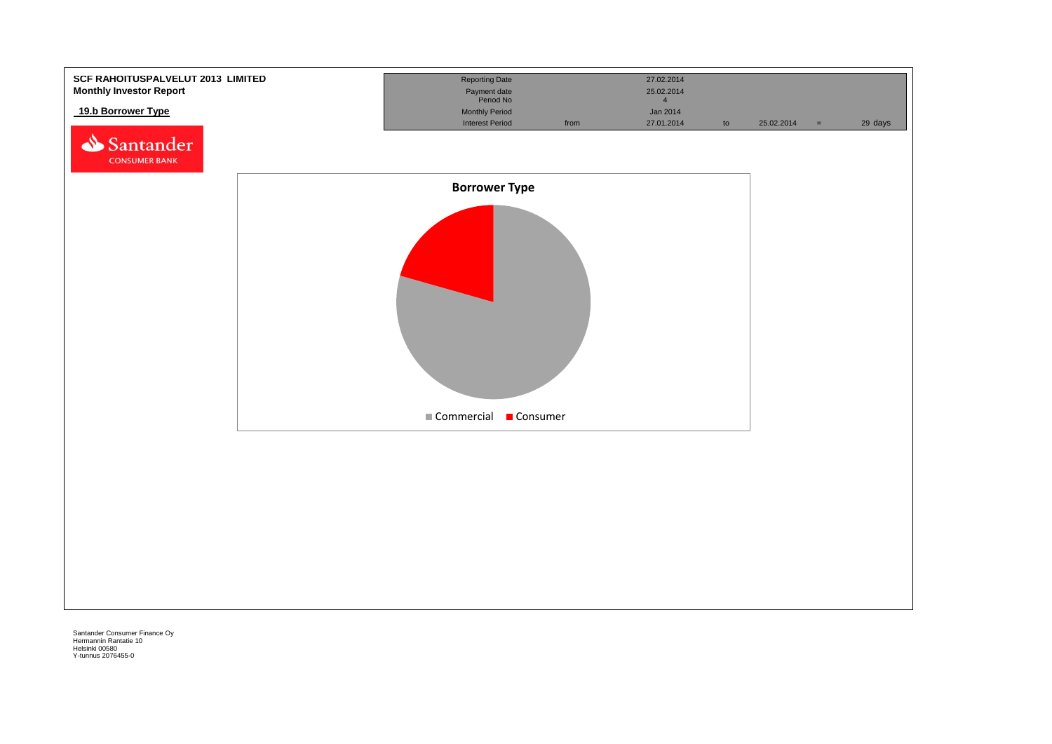**SCF RAHOITUSPALVELUT 2013 LIMITED**
**Monthly Investor Report**

## 19.b Borrower Type

| | | | | | | |
|---|---|---|---|---|---|---|
| Reporting Date | | 27.02.2014 | | | | |
| Payment date | | 25.02.2014 | | | | |
| Period No | | 4 | | | | |
| Monthly Period | | Jan 2014 | | | | |
| Interest Period | from | 27.01.2014 | to | 25.02.2014 | = | 29 days |

**Borrower Type**

Commercial | Consumer

Santander Consumer Finance Oy
Hermannin Rantatie 10
Helsinki 00580
Y-tunnus 2076455-0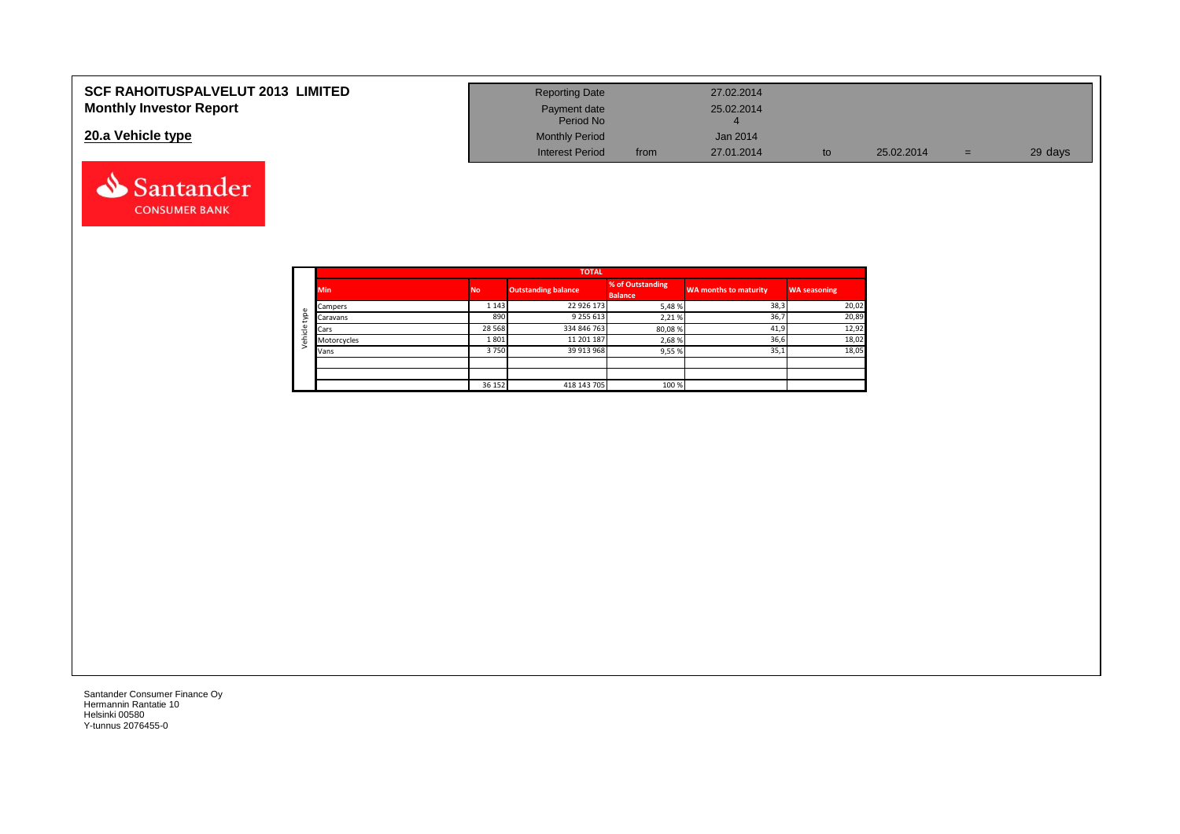**SCF RAHOITUSPALVELUT 2013 LIMITED**
**Monthly Investor Report**

**20.a Vehicle type**

| | | | | | |
|---|---|---|---|---|---|
| Reporting Date | | 27.02.2014 | | | |
| Payment date | | 25.02.2014 | | | |
| Period No | | 4 | | | |
| Monthly Period | | Jan 2014 | | | |
| Interest Period | from | 27.01.2014 | to | 25.02.2014 | = 29 days |

| | TOTAL | | | | | |
|---|---|---|---|---|---|---|
| | Min | No | Outstanding balance | % of Outstanding Balance | WA months to maturity | WA seasoning |
| Vehicle type | Campers | 1 143 | 22 926 173 | 5,48 % | 38,3 | 20,02 |
| | Caravans | 890 | 9 255 613 | 2,21 % | 36,7 | 20,89 |
| | Cars | 28 568 | 334 846 763 | 80,08 % | 41,9 | 12,92 |
| | Motorcycles | 1 801 | 11 201 187 | 2,68 % | 36,6 | 18,02 |
| | Vans | 3 750 | 39 913 968 | 9,55 % | 35,1 | 18,05 |
| | | | | | | |
| | | | | | | |
| | | 36 152 | 418 143 705 | 100 % | | |

Santander Consumer Finance Oy
Hermannin Rantatie 10
Helsinki 00580
Y-tunnus 2076455-0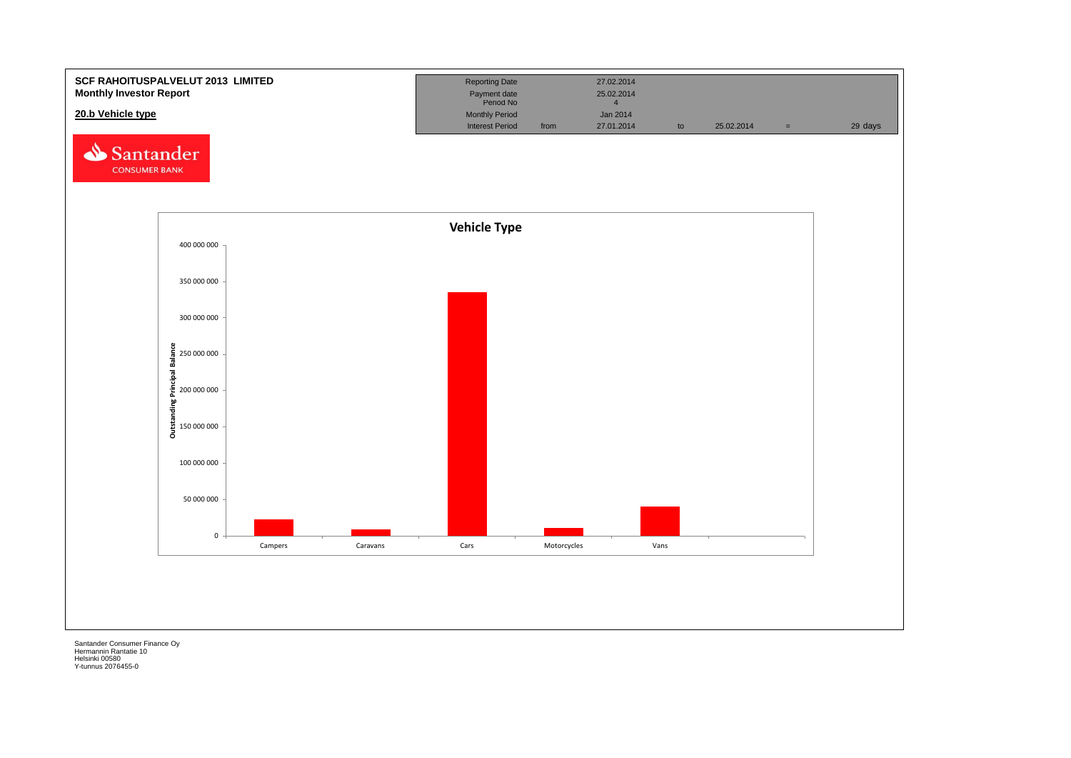**SCF RAHOITUSPALVELUT 2013 LIMITED**
**Monthly Investor Report**

**20.b Vehicle type**

| Reporting Date | | 27.02.2014 | | | | |
|---|---|---|---|---|---|---|
| Payment date Period No | | 25.02.2014 4 | | | | |
| Monthly Period | | Jan 2014 | | | | |
| Interest Period | from | 27.01.2014 | to | 25.02.2014 | = | 29 days |

Santander CONSUMER BANK

**Vehicle Type**

Outstanding Principal Balance

| Vehicle type | Outstanding Principal Balance (approx., read from chart) |
|---|---|
| Campers | ~22 000 000 |
| Caravans | ~8 000 000 |
| Cars | ~335 000 000 |
| Motorcycles | ~10 000 000 |
| Vans | ~40 000 000 |

Santander Consumer Finance Oy
Hermannin Rantatie 10
Helsinki 00580
Y-tunnus 2076455-0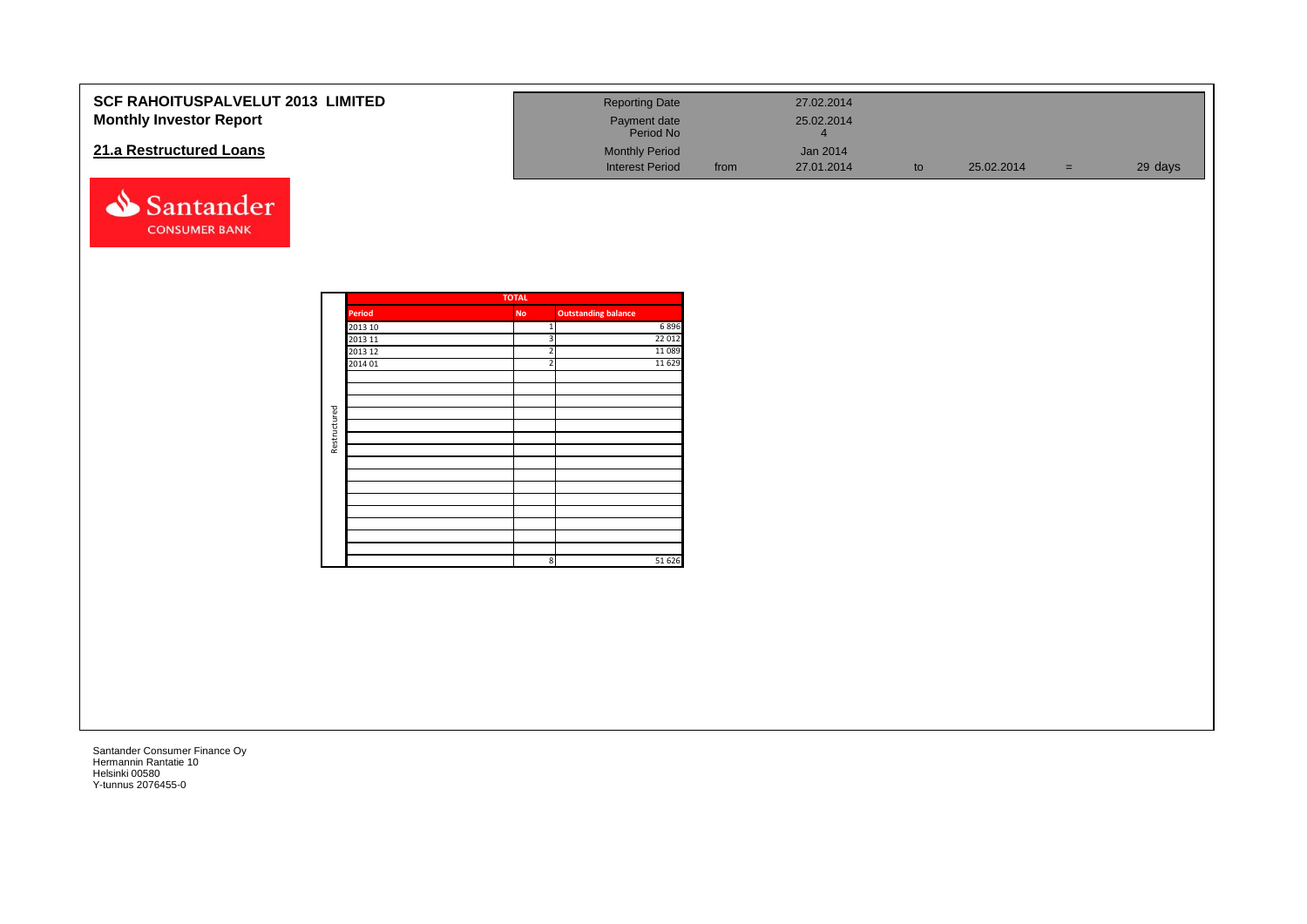**SCF RAHOITUSPALVELUT 2013 LIMITED**
**Monthly Investor Report**

## 21.a Restructured Loans

| | | | | | | |
|---|---|---|---|---|---|---|
| Reporting Date | | 27.02.2014 | | | | |
| Payment date | | 25.02.2014 | | | | |
| Period No | | 4 | | | | |
| Monthly Period | | Jan 2014 | | | | |
| Interest Period | from | 27.01.2014 | to | 25.02.2014 | = | 29 days |

Santander CONSUMER BANK

| | TOTAL | | |
|---|---|---|---|
| | Period | No | Outstanding balance |
| Restructured | 2013 10 | 1 | 6 896 |
| | 2013 11 | 3 | 22 012 |
| | 2013 12 | 2 | 11 089 |
| | 2014 01 | 2 | 11 629 |
| | | 8 | 51 626 |

Santander Consumer Finance Oy
Hermannin Rantatie 10
Helsinki 00580
Y-tunnus 2076455-0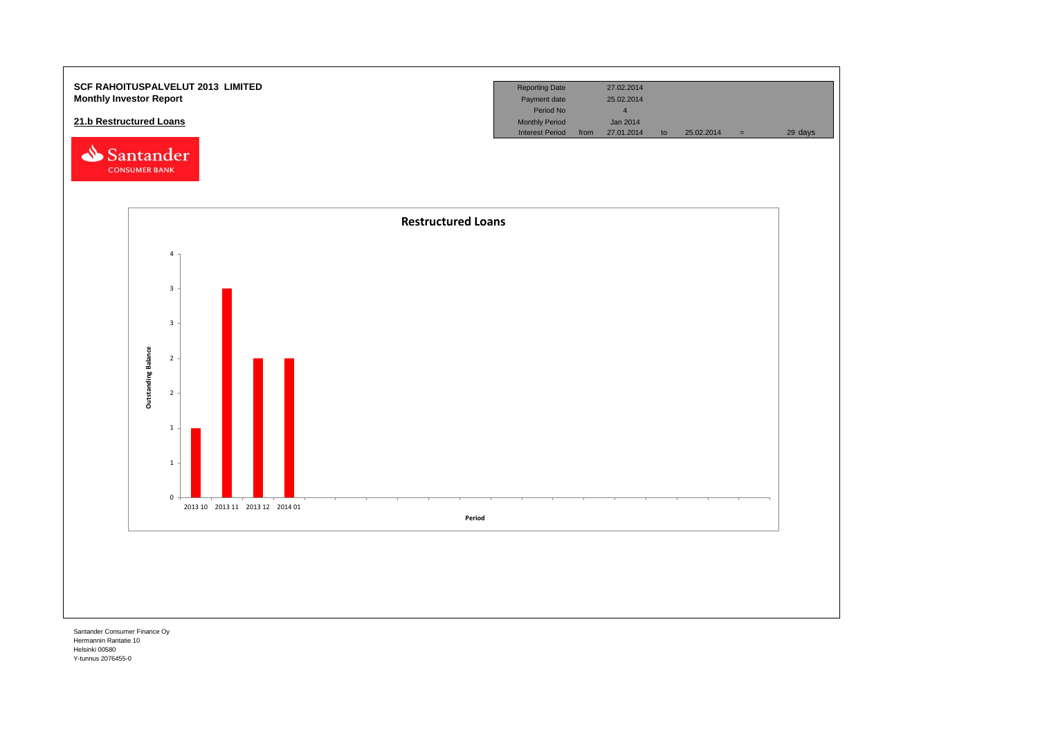**SCF RAHOITUSPALVELUT 2013 LIMITED**
**Monthly Investor Report**

## 21.b Restructured Loans

| | | | | | | |
|---|---|---|---|---|---|---|
| Reporting Date | | 27.02.2014 | | | | |
| Payment date | | 25.02.2014 | | | | |
| Period No | | 4 | | | | |
| Monthly Period | | Jan 2014 | | | | |
| Interest Period | from | 27.01.2014 | to | 25.02.2014 | = | 29 days |

**Restructured Loans**

Outstanding Balance

4
3
3
2
2
1
1
0

2013 10 2013 11 2013 12 2014 01

Period

Santander Consumer Finance Oy
Hermannin Rantatie 10
Helsinki 00580
Y-tunnus 2076455-0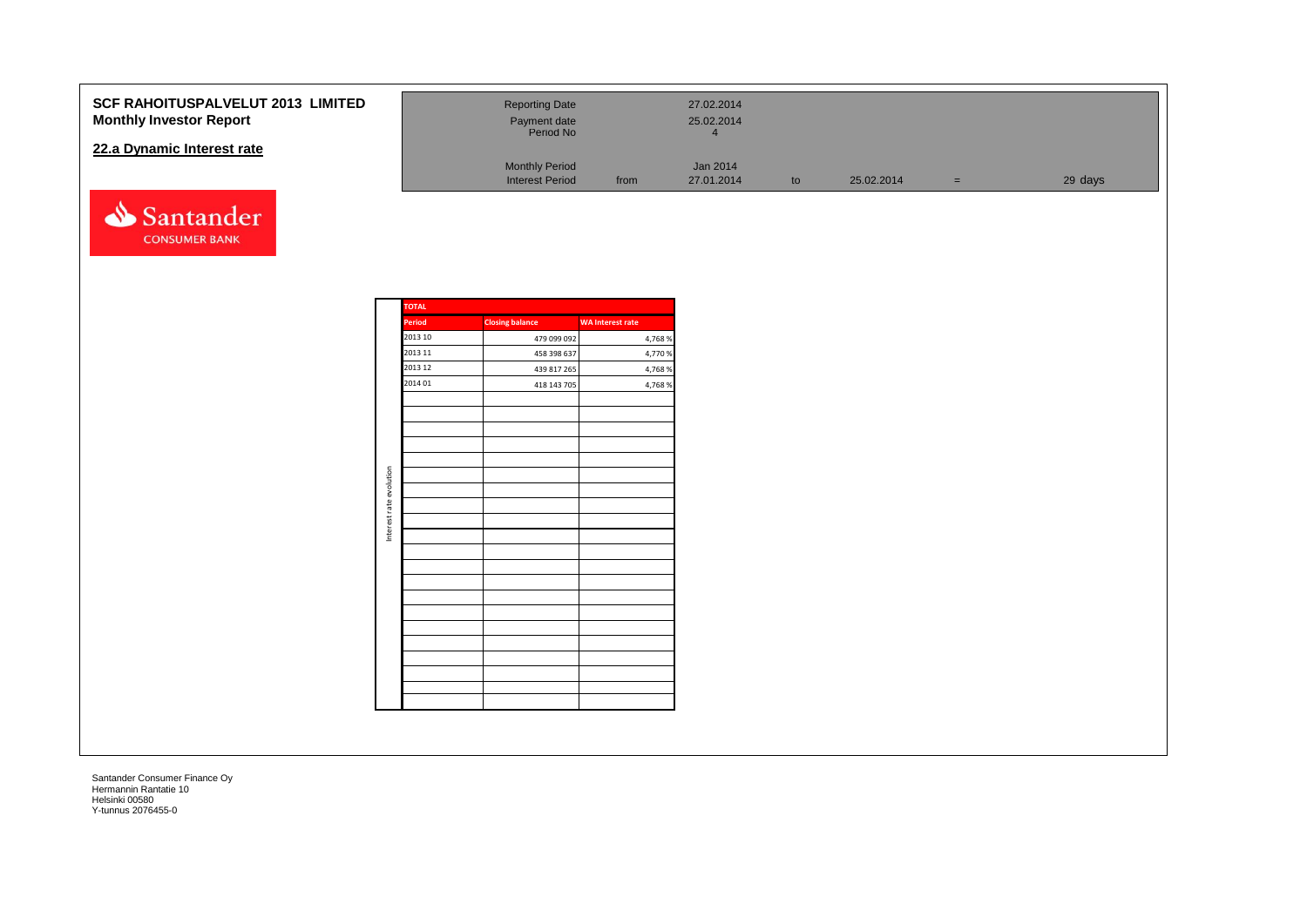**SCF RAHOITUSPALVELUT 2013 LIMITED**
**Monthly Investor Report**

## 22.a Dynamic Interest rate

| | | | | | | |
|---|---|---|---|---|---|---|
| Reporting Date | | 27.02.2014 | | | | |
| Payment date | | 25.02.2014 | | | | |
| Period No | | 4 | | | | |
| Monthly Period | | Jan 2014 | | | | |
| Interest Period | from | 27.01.2014 | to | 25.02.2014 | = | 29 days |

Santander CONSUMER BANK

Interest rate evolution

| TOTAL | | |
|---|---|---|
| Period | Closing balance | WA Interest rate |
| 2013 10 | 479 099 092 | 4,768 % |
| 2013 11 | 458 398 637 | 4,770 % |
| 2013 12 | 439 817 265 | 4,768 % |
| 2014 01 | 418 143 705 | 4,768 % |

Santander Consumer Finance Oy
Hermannin Rantatie 10
Helsinki 00580
Y-tunnus 2076455-0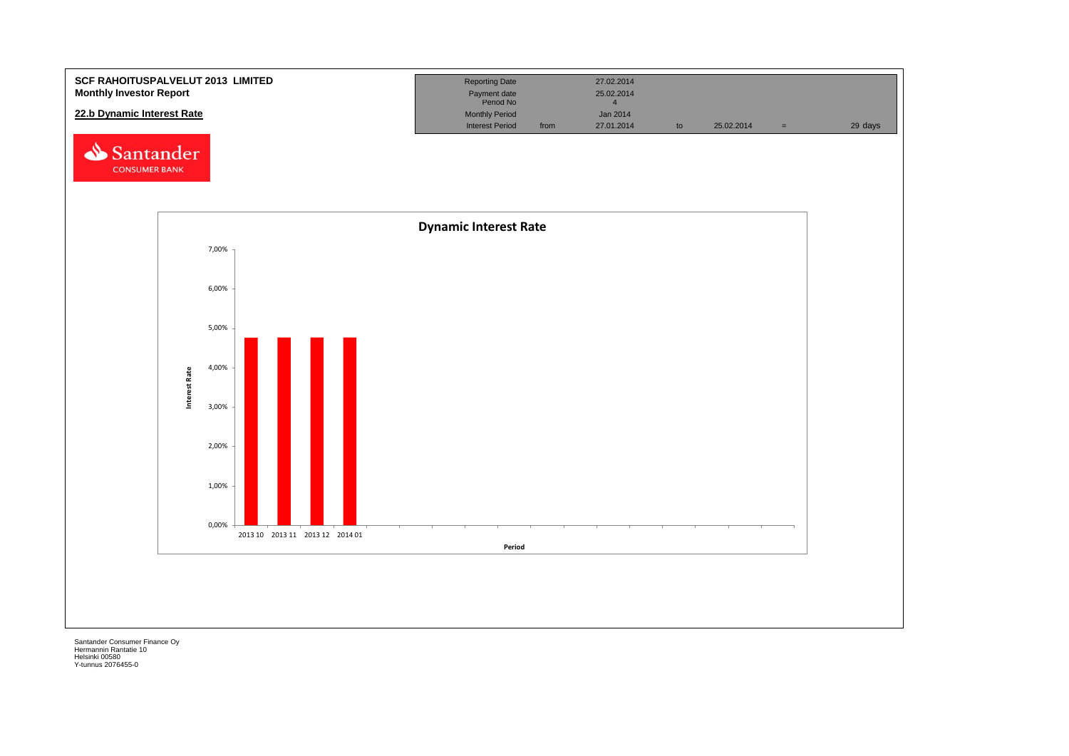**SCF RAHOITUSPALVELUT 2013 LIMITED**
**Monthly Investor Report**

**22.b Dynamic Interest Rate**

| | | | | | | |
|---|---|---|---|---|---|---|
| Reporting Date | | 27.02.2014 | | | | |
| Payment date | | 25.02.2014 | | | | |
| Period No | | 4 | | | | |
| Monthly Period | | Jan 2014 | | | | |
| Interest Period | from | 27.01.2014 | to | 25.02.2014 | = | 29 days |

Santander CONSUMER BANK

**Dynamic Interest Rate**

Interest Rate: 7,00% 6,00% 5,00% 4,00% 3,00% 2,00% 1,00% 0,00%

Period: 2013 10, 2013 11, 2013 12, 2014 01

Santander Consumer Finance Oy
Hermannin Rantatie 10
Helsinki 00580
Y-tunnus 2076455-0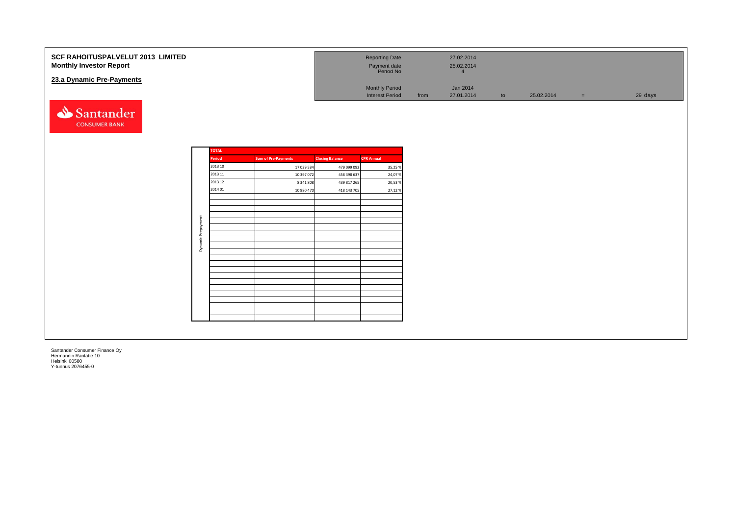**SCF RAHOITUSPALVELUT 2013 LIMITED**
**Monthly Investor Report**

## 23.a Dynamic Pre-Payments

| | | | | | | | |
|---|---|---|---|---|---|---|---|
| Reporting Date | | 27.02.2014 | | | | | |
| Payment date | | 25.02.2014 | | | | | |
| Period No | | 4 | | | | | |
| Monthly Period | | Jan 2014 | | | | | |
| Interest Period | from | 27.01.2014 | to | 25.02.2014 | = | 29 days | |

Santander CONSUMER BANK

| Dynamic Prepayment | TOTAL | | | |
|---|---|---|---|---|
| | Period | Sum of Pre-Payments | Closing Balance | CPR Annual |
| | 2013 10 | 17 039 534 | 479 099 092 | 35,25 % |
| | 2013 11 | 10 397 072 | 458 398 637 | 24,07 % |
| | 2013 12 | 8 341 808 | 439 817 265 | 20,53 % |
| | 2014 01 | 10 880 470 | 418 143 705 | 27,12 % |

Santander Consumer Finance Oy
Hermannin Rantatie 10
Helsinki 00580
Y-tunnus 2076455-0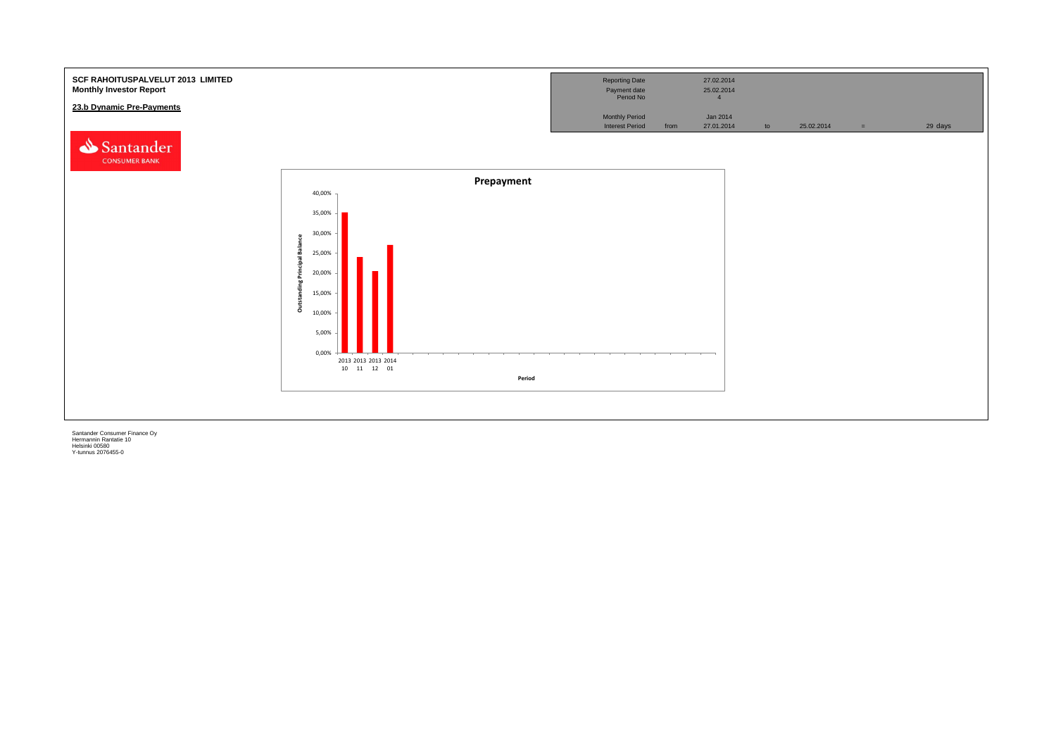**SCF RAHOITUSPALVELUT 2013 LIMITED**
**Monthly Investor Report**

**23.b Dynamic Pre-Payments**

| Reporting Date | | 27.02.2014 | | | | |
|---|---|---|---|---|---|---|
| Payment date | | 25.02.2014 | | | | |
| Period No | | 4 | | | | |
| Monthly Period | | Jan 2014 | | | | |
| Interest Period | from | 27.01.2014 | to | 25.02.2014 | = | 29 days |

Santander CONSUMER BANK

**Prepayment**

Outstanding Principal Balance

40,00%
35,00%
30,00%
25,00%
20,00%
15,00%
10,00%
5,00%
0,00%

2013 10, 2013 11, 2013 12, 2014 01

Period

Santander Consumer Finance Oy
Hermannin Rantatie 10
Helsinki 00580
Y-tunnus 2076455-0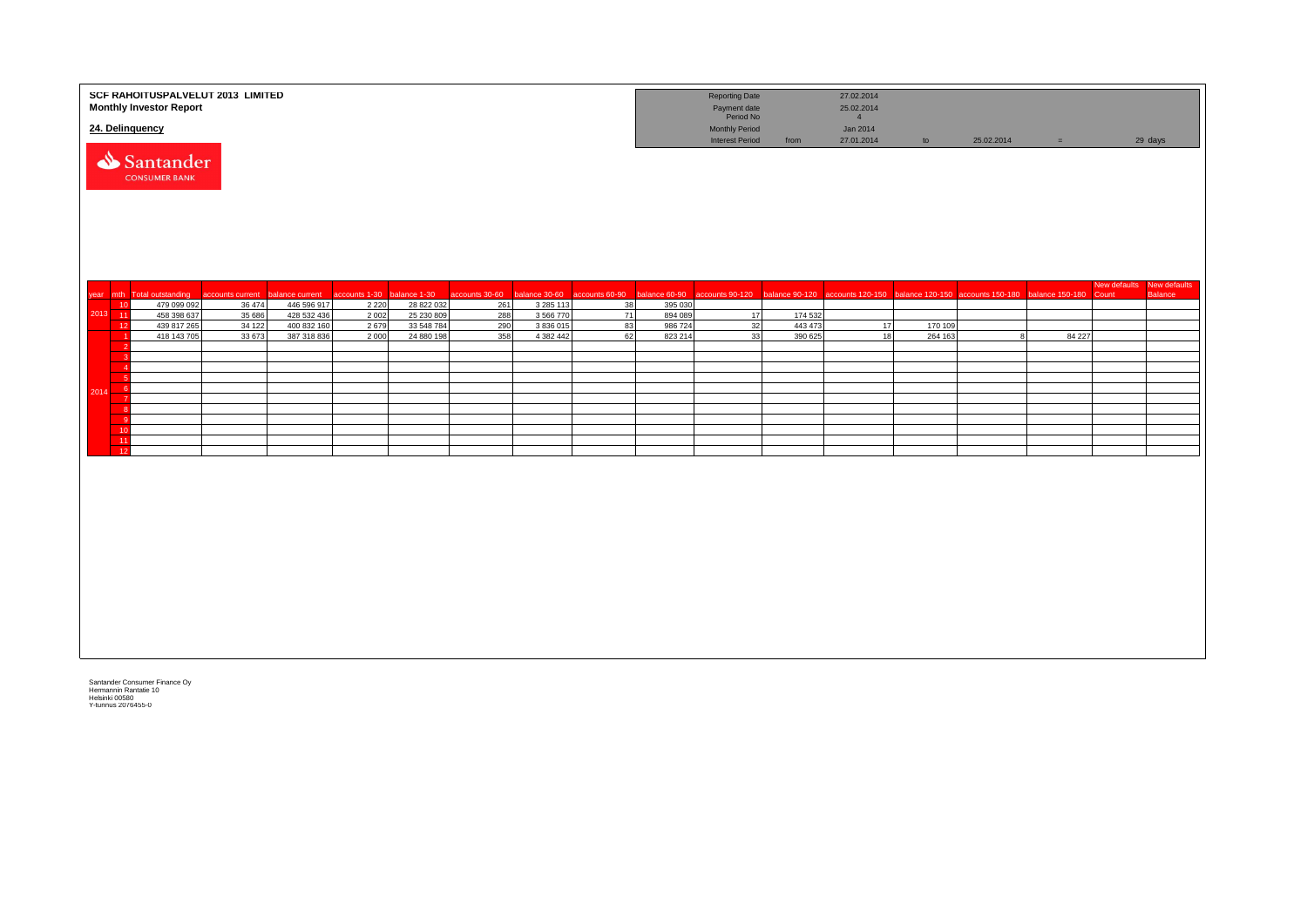**SCF RAHOITUSPALVELUT 2013 LIMITED**
**Monthly Investor Report**

**24. Delinquency**

| | | | | | |
|---|---|---|---|---|---|
| Reporting Date | | 27.02.2014 | | | |
| Payment date | | 25.02.2014 | | | |
| Period No | | 4 | | | |
| Monthly Period | | Jan 2014 | | | |
| Interest Period | from | 27.01.2014 | to | 25.02.2014 | = 29 days |

| year | mth | Total outstanding | accounts current | balance current | accounts 1-30 | balance 1-30 | accounts 30-60 | balance 30-60 | accounts 60-90 | balance 60-90 | accounts 90-120 | balance 90-120 | accounts 120-150 | balance 120-150 | accounts 150-180 | balance 150-180 | New defaults Count | New defaults Balance |
|---|---|---|---|---|---|---|---|---|---|---|---|---|---|---|---|---|---|---|
| 2013 | 10 | 479 099 092 | 36 474 | 446 596 917 | 2 220 | 28 822 032 | 261 | 3 285 113 | 38 | 395 030 | | | | | | | | |
| | 11 | 458 398 637 | 35 686 | 428 532 436 | 2 002 | 25 230 809 | 288 | 3 566 770 | 71 | 894 089 | 17 | 174 532 | | | | | | |
| | 12 | 439 817 265 | 34 122 | 400 832 160 | 2 679 | 33 548 784 | 290 | 3 836 015 | 83 | 986 724 | 32 | 443 473 | 17 | 170 109 | | | | |
| 2014 | 1 | 418 143 705 | 33 673 | 387 318 836 | 2 000 | 24 880 198 | 358 | 4 382 442 | 62 | 823 214 | 33 | 390 625 | 18 | 264 163 | 8 | 84 227 | | |
| | 2 | | | | | | | | | | | | | | | | | |
| | 3 | | | | | | | | | | | | | | | | | |
| | 4 | | | | | | | | | | | | | | | | | |
| | 5 | | | | | | | | | | | | | | | | | |
| | 6 | | | | | | | | | | | | | | | | | |
| | 7 | | | | | | | | | | | | | | | | | |
| | 8 | | | | | | | | | | | | | | | | | |
| | 9 | | | | | | | | | | | | | | | | | |
| | 10 | | | | | | | | | | | | | | | | | |
| | 11 | | | | | | | | | | | | | | | | | |
| | 12 | | | | | | | | | | | | | | | | | |

Santander Consumer Finance Oy
Hermannin Rantatie 10
Helsinki 00580
Y-tunnus 2076455-0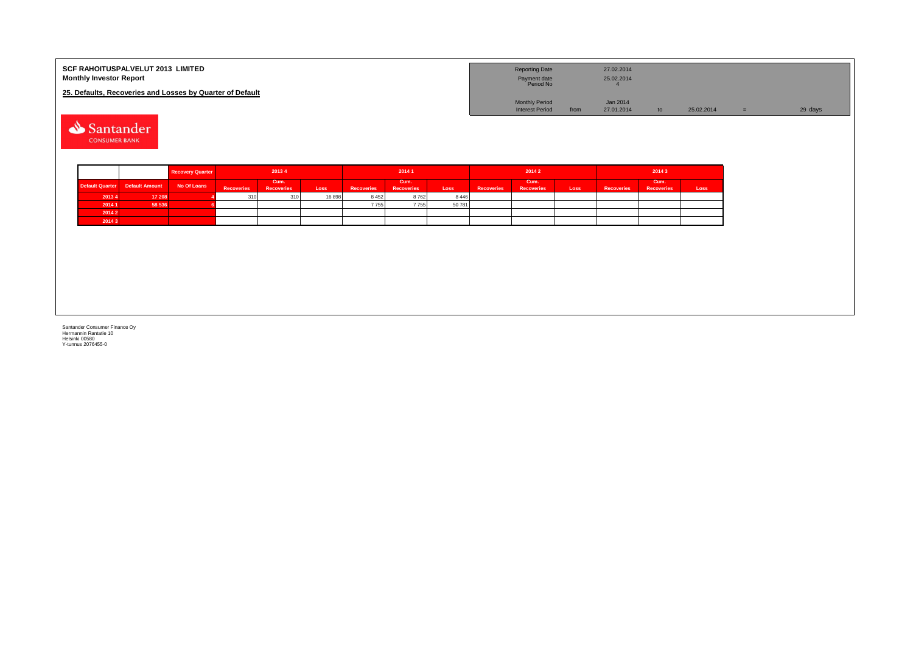**SCF RAHOITUSPALVELUT 2013 LIMITED**
**Monthly Investor Report**

**25. Defaults, Recoveries and Losses by Quarter of Default**

| | | | | | |
|---|---|---|---|---|---|
| Reporting Date | | 27.02.2014 | | | |
| Payment date | | 25.02.2014 | | | |
| Period No | | 4 | | | |
| Monthly Period | | Jan 2014 | | | |
| Interest Period | from | 27.01.2014 | to | 25.02.2014 | = 29 days |

| | | Recovery Quarter | 2013 4 | | | 2014 1 | | | 2014 2 | | | 2014 3 | | |
|---|---|---|---|---|---|---|---|---|---|---|---|---|---|---|
| Default Quarter | Default Amount | No Of Loans | Recoveries | Cum. Recoveries | Loss | Recoveries | Cum. Recoveries | Loss | Recoveries | Cum. Recoveries | Loss | Recoveries | Cum. Recoveries | Loss |
| 2013 4 | 17 208 | 4 | 310 | 310 | 16 898 | 8 452 | 8 762 | 8 446 | | | | | | |
| 2014 1 | 58 536 | 6 | | | | 7 755 | 7 755 | 50 781 | | | | | | |
| 2014 2 | | | | | | | | | | | | | | |
| 2014 3 | | | | | | | | | | | | | | |

Santander Consumer Finance Oy
Hermannin Rantatie 10
Helsinki 00580
Y-tunnus 2076455-0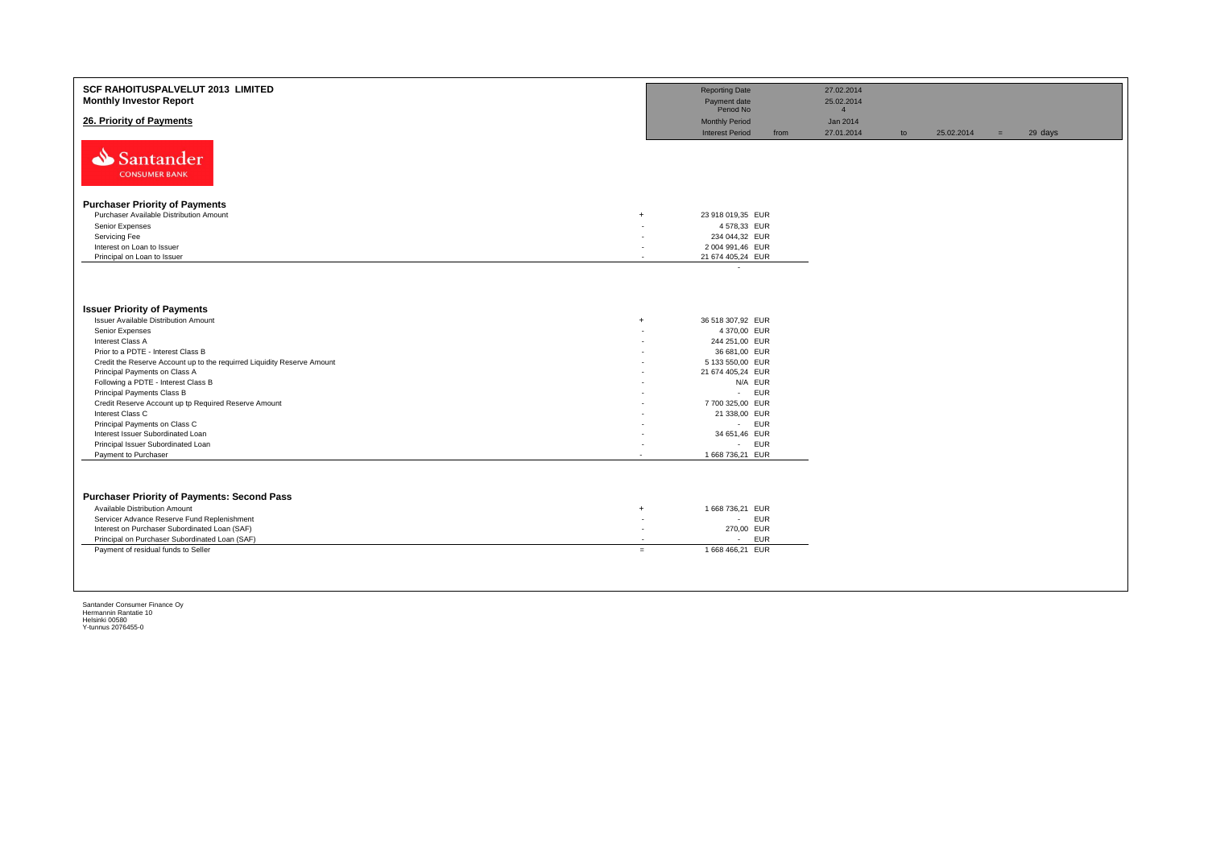**SCF RAHOITUSPALVELUT 2013 LIMITED**
**Monthly Investor Report**

## 26. Priority of Payments

| | | | | | | |
|---|---|---|---|---|---|---|
| Reporting Date | | 27.02.2014 | | | | |
| Payment date | | 25.02.2014 | | | | |
| Period No | | 4 | | | | |
| Monthly Period | | Jan 2014 | | | | |
| Interest Period | from | 27.01.2014 | to | 25.02.2014 | = | 29 days |

Santander CONSUMER BANK

### Purchaser Priority of Payments

| | | | |
|---|---|---|---|
| Purchaser Available Distribution Amount | + | 23 918 019,35 | EUR |
| Senior Expenses | - | 4 578,33 | EUR |
| Servicing Fee | - | 234 044,32 | EUR |
| Interest on Loan to Issuer | - | 2 004 991,46 | EUR |
| Principal on Loan to Issuer | - | 21 674 405,24 | EUR |
| | | - | |

### Issuer Priority of Payments

| | | | |
|---|---|---|---|
| Issuer Available Distribution Amount | + | 36 518 307,92 | EUR |
| Senior Expenses | - | 4 370,00 | EUR |
| Interest Class A | - | 244 251,00 | EUR |
| Prior to a PDTE - Interest Class B | - | 36 681,00 | EUR |
| Credit the Reserve Account up to the requirred Liquidity Reserve Amount | - | 5 133 550,00 | EUR |
| Principal Payments on Class A | - | 21 674 405,24 | EUR |
| Following a PDTE - Interest Class B | - | N/A | EUR |
| Principal Payments Class B | - | - | EUR |
| Credit Reserve Account up tp Required Reserve Amount | - | 7 700 325,00 | EUR |
| Interest Class C | - | 21 338,00 | EUR |
| Principal Payments on Class C | - | - | EUR |
| Interest Issuer Subordinated Loan | - | 34 651,46 | EUR |
| Principal Issuer Subordinated Loan | - | - | EUR |
| Payment to Purchaser | - | 1 668 736,21 | EUR |

### Purchaser Priority of Payments: Second Pass

| | | | |
|---|---|---|---|
| Available Distribution Amount | + | 1 668 736,21 | EUR |
| Servicer Advance Reserve Fund Replenishment | - | - | EUR |
| Interest on Purchaser Subordinated Loan (SAF) | - | 270,00 | EUR |
| Principal on Purchaser Subordinated Loan (SAF) | - | - | EUR |
| Payment of residual funds to Seller | = | 1 668 466,21 | EUR |

Santander Consumer Finance Oy
Hermannin Rantatie 10
Helsinki 00580
Y-tunnus 2076455-0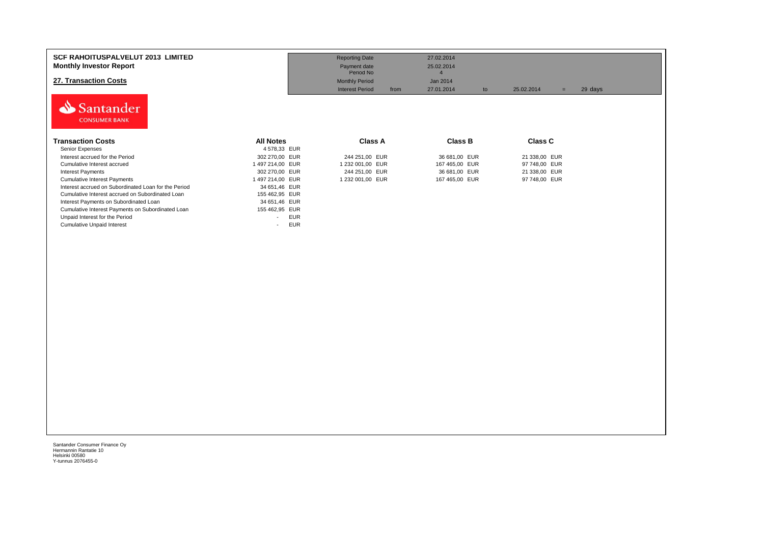**SCF RAHOITUSPALVELUT 2013 LIMITED**
**Monthly Investor Report**

## 27. Transaction Costs

| | | | | | |
|---|---|---|---|---|---|
| Reporting Date | | 27.02.2014 | | | |
| Payment date | | 25.02.2014 | | | |
| Period No | | 4 | | | |
| Monthly Period | | Jan 2014 | | | |
| Interest Period | from | 27.01.2014 | to | 25.02.2014 | = 29 days |

| Transaction Costs | All Notes | Class A | Class B | Class C |
|---|---|---|---|---|
| Senior Expenses | 4 578,33 EUR | | | |
| Interest accrued for the Period | 302 270,00 EUR | 244 251,00 EUR | 36 681,00 EUR | 21 338,00 EUR |
| Cumulative Interest accrued | 1 497 214,00 EUR | 1 232 001,00 EUR | 167 465,00 EUR | 97 748,00 EUR |
| Interest Payments | 302 270,00 EUR | 244 251,00 EUR | 36 681,00 EUR | 21 338,00 EUR |
| Cumulative Interest Payments | 1 497 214,00 EUR | 1 232 001,00 EUR | 167 465,00 EUR | 97 748,00 EUR |
| Interest accrued on Subordinated Loan for the Period | 34 651,46 EUR | | | |
| Cumulative Interest accrued on Subordinated Loan | 155 462,95 EUR | | | |
| Interest Payments on Subordinated Loan | 34 651,46 EUR | | | |
| Cumulative Interest Payments on Subordinated Loan | 155 462,95 EUR | | | |
| Unpaid Interest for the Period | - EUR | | | |
| Cumulative Unpaid Interest | - EUR | | | |

Santander Consumer Finance Oy
Hermannin Rantatie 10
Helsinki 00580
Y-tunnus 2076455-0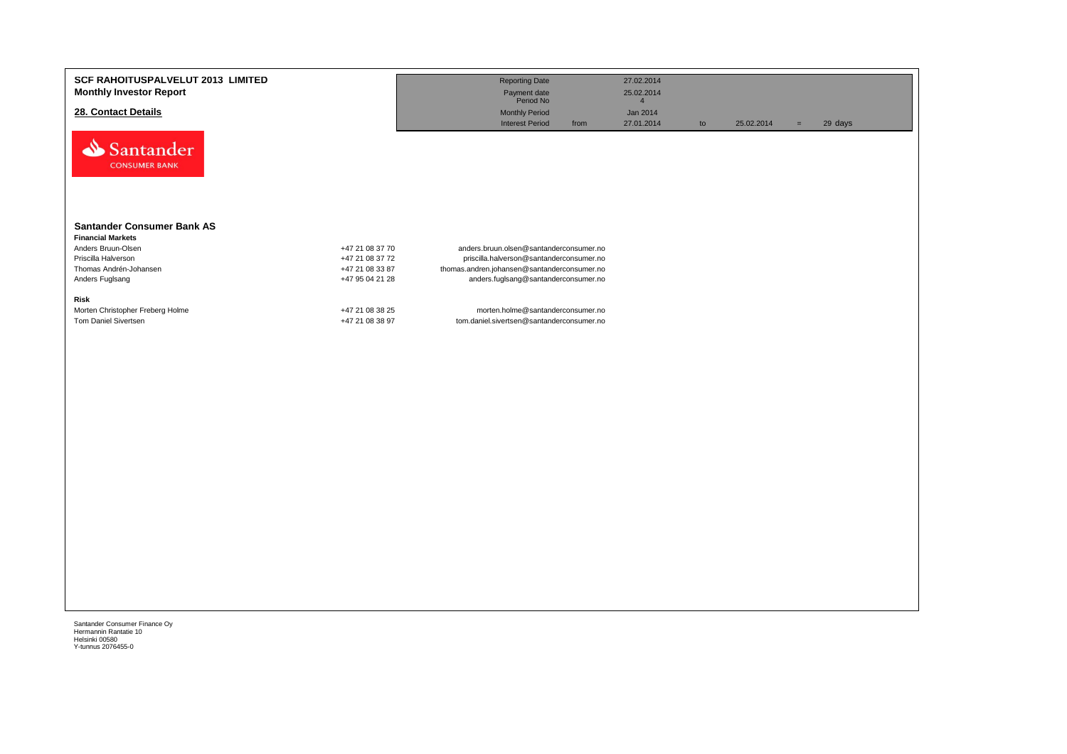**SCF RAHOITUSPALVELUT 2013 LIMITED**
**Monthly Investor Report**

## 28. Contact Details

| | | | | | | |
|---|---|---|---|---|---|---|
| Reporting Date | | 27.02.2014 | | | | |
| Payment date | | 25.02.2014 | | | | |
| Period No | | 4 | | | | |
| Monthly Period | | Jan 2014 | | | | |
| Interest Period | from | 27.01.2014 | to | 25.02.2014 | = | 29 days |

Santander CONSUMER BANK

### Santander Consumer Bank AS

**Financial Markets**

| | | |
|---|---|---|
| Anders Bruun-Olsen | +47 21 08 37 70 | anders.bruun.olsen@santanderconsumer.no |
| Priscilla Halverson | +47 21 08 37 72 | priscilla.halverson@santanderconsumer.no |
| Thomas Andrén-Johansen | +47 21 08 33 87 | thomas.andren.johansen@santanderconsumer.no |
| Anders Fuglsang | +47 95 04 21 28 | anders.fuglsang@santanderconsumer.no |

**Risk**

| | | |
|---|---|---|
| Morten Christopher Freberg Holme | +47 21 08 38 25 | morten.holme@santanderconsumer.no |
| Tom Daniel Sivertsen | +47 21 08 38 97 | tom.daniel.sivertsen@santanderconsumer.no |

Santander Consumer Finance Oy
Hermannin Rantatie 10
Helsinki 00580
Y-tunnus 2076455-0